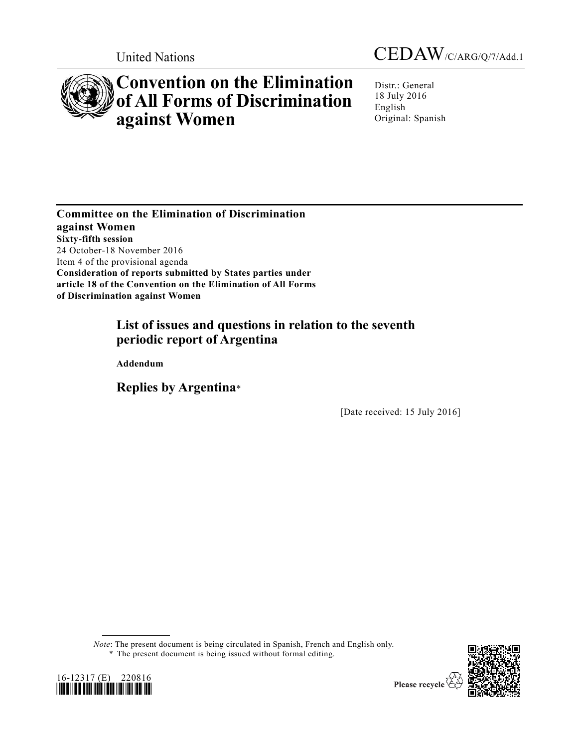United Nations

CEDAW/C/ARG/Q/7/Add.1

# Convention on the Elimination of All Forms of Discrimination against Women

Distr.: General
18 July 2016
English
Original: Spanish

**Committee on the Elimination of Discrimination against Women**
**Sixty-fifth session**
24 October-18 November 2016
Item 4 of the provisional agenda
**Consideration of reports submitted by States parties under article 18 of the Convention on the Elimination of All Forms of Discrimination against Women**

## List of issues and questions in relation to the seventh periodic report of Argentina

**Addendum**

## Replies by Argentina*

[Date received: 15 July 2016]

*Note*: The present document is being circulated in Spanish, French and English only.

\* The present document is being issued without formal editing.

16-12317 (E) 220816

Please recycle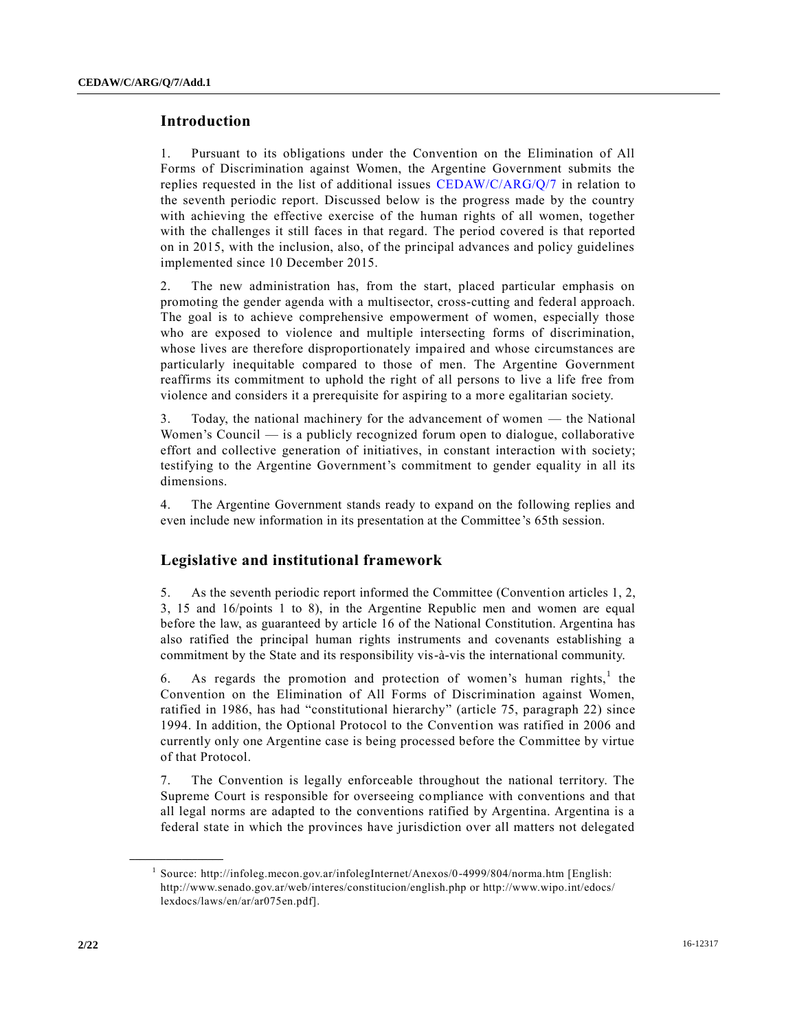## Introduction

1. Pursuant to its obligations under the Convention on the Elimination of All Forms of Discrimination against Women, the Argentine Government submits the replies requested in the list of additional issues CEDAW/C/ARG/Q/7 in relation to the seventh periodic report. Discussed below is the progress made by the country with achieving the effective exercise of the human rights of all women, together with the challenges it still faces in that regard. The period covered is that reported on in 2015, with the inclusion, also, of the principal advances and policy guidelines implemented since 10 December 2015.

2. The new administration has, from the start, placed particular emphasis on promoting the gender agenda with a multisector, cross-cutting and federal approach. The goal is to achieve comprehensive empowerment of women, especially those who are exposed to violence and multiple intersecting forms of discrimination, whose lives are therefore disproportionately impaired and whose circumstances are particularly inequitable compared to those of men. The Argentine Government reaffirms its commitment to uphold the right of all persons to live a life free from violence and considers it a prerequisite for aspiring to a more egalitarian society.

3. Today, the national machinery for the advancement of women — the National Women's Council — is a publicly recognized forum open to dialogue, collaborative effort and collective generation of initiatives, in constant interaction with society; testifying to the Argentine Government's commitment to gender equality in all its dimensions.

4. The Argentine Government stands ready to expand on the following replies and even include new information in its presentation at the Committee's 65th session.

## Legislative and institutional framework

5. As the seventh periodic report informed the Committee (Convention articles 1, 2, 3, 15 and 16/points 1 to 8), in the Argentine Republic men and women are equal before the law, as guaranteed by article 16 of the National Constitution. Argentina has also ratified the principal human rights instruments and covenants establishing a commitment by the State and its responsibility vis-à-vis the international community.

6. As regards the promotion and protection of women's human rights,[1] the Convention on the Elimination of All Forms of Discrimination against Women, ratified in 1986, has had "constitutional hierarchy" (article 75, paragraph 22) since 1994. In addition, the Optional Protocol to the Convention was ratified in 2006 and currently only one Argentine case is being processed before the Committee by virtue of that Protocol.

7. The Convention is legally enforceable throughout the national territory. The Supreme Court is responsible for overseeing compliance with conventions and that all legal norms are adapted to the conventions ratified by Argentina. Argentina is a federal state in which the provinces have jurisdiction over all matters not delegated

---

[1] Source: http://infoleg.mecon.gov.ar/infolegInternet/Anexos/0-4999/804/norma.htm [English: http://www.senado.gov.ar/web/interes/constitucion/english.php or http://www.wipo.int/edocs/lexdocs/laws/en/ar/ar075en.pdf].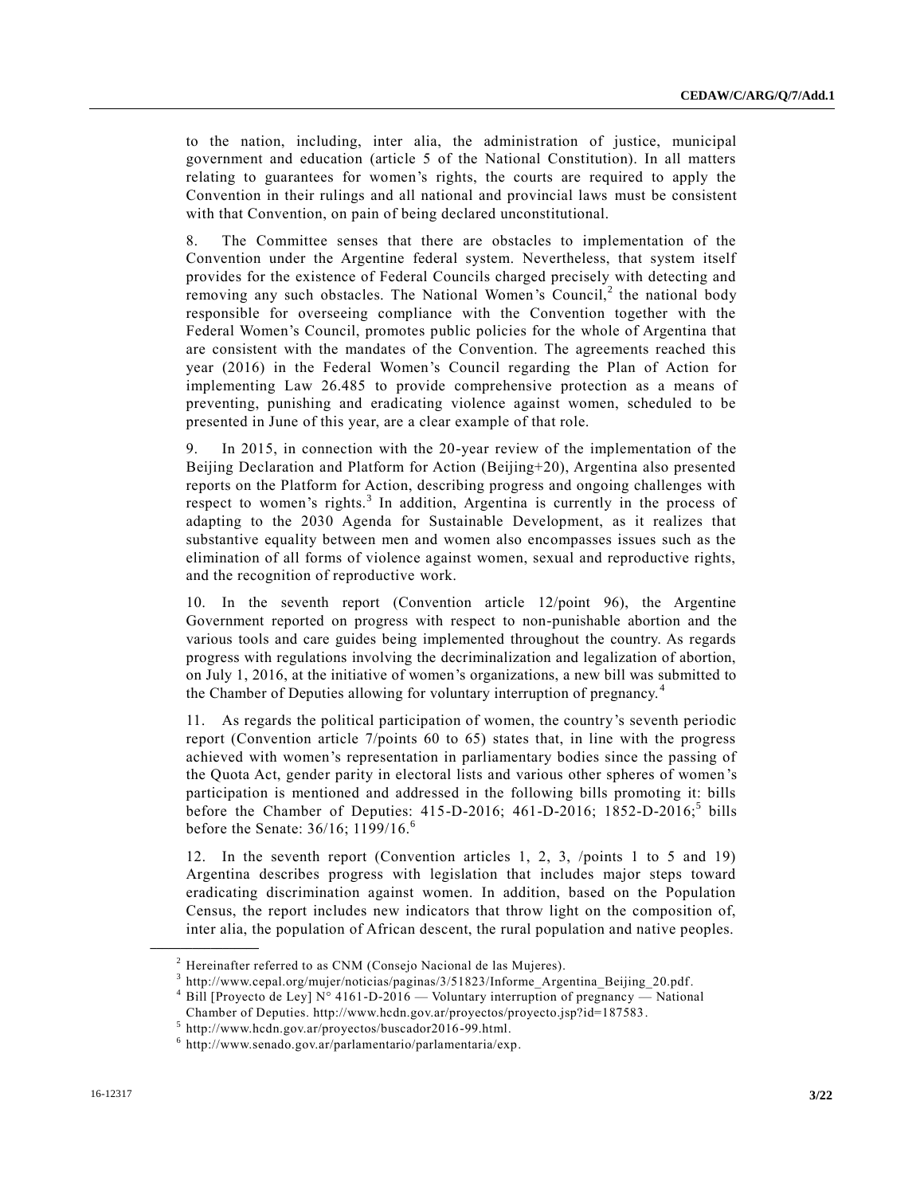to the nation, including, inter alia, the administration of justice, municipal government and education (article 5 of the National Constitution). In all matters relating to guarantees for women's rights, the courts are required to apply the Convention in their rulings and all national and provincial laws must be consistent with that Convention, on pain of being declared unconstitutional.

8. The Committee senses that there are obstacles to implementation of the Convention under the Argentine federal system. Nevertheless, that system itself provides for the existence of Federal Councils charged precisely with detecting and removing any such obstacles. The National Women's Council,[2] the national body responsible for overseeing compliance with the Convention together with the Federal Women's Council, promotes public policies for the whole of Argentina that are consistent with the mandates of the Convention. The agreements reached this year (2016) in the Federal Women's Council regarding the Plan of Action for implementing Law 26.485 to provide comprehensive protection as a means of preventing, punishing and eradicating violence against women, scheduled to be presented in June of this year, are a clear example of that role.

9. In 2015, in connection with the 20-year review of the implementation of the Beijing Declaration and Platform for Action (Beijing+20), Argentina also presented reports on the Platform for Action, describing progress and ongoing challenges with respect to women's rights.[3] In addition, Argentina is currently in the process of adapting to the 2030 Agenda for Sustainable Development, as it realizes that substantive equality between men and women also encompasses issues such as the elimination of all forms of violence against women, sexual and reproductive rights, and the recognition of reproductive work.

10. In the seventh report (Convention article 12/point 96), the Argentine Government reported on progress with respect to non-punishable abortion and the various tools and care guides being implemented throughout the country. As regards progress with regulations involving the decriminalization and legalization of abortion, on July 1, 2016, at the initiative of women's organizations, a new bill was submitted to the Chamber of Deputies allowing for voluntary interruption of pregnancy.[4]

11. As regards the political participation of women, the country's seventh periodic report (Convention article 7/points 60 to 65) states that, in line with the progress achieved with women's representation in parliamentary bodies since the passing of the Quota Act, gender parity in electoral lists and various other spheres of women's participation is mentioned and addressed in the following bills promoting it: bills before the Chamber of Deputies: 415-D-2016; 461-D-2016; 1852-D-2016;[5] bills before the Senate: 36/16; 1199/16.[6]

12. In the seventh report (Convention articles 1, 2, 3, /points 1 to 5 and 19) Argentina describes progress with legislation that includes major steps toward eradicating discrimination against women. In addition, based on the Population Census, the report includes new indicators that throw light on the composition of, inter alia, the population of African descent, the rural population and native peoples.

---

[2] Hereinafter referred to as CNM (Consejo Nacional de las Mujeres).

[3] http://www.cepal.org/mujer/noticias/paginas/3/51823/Informe_Argentina_Beijing_20.pdf.

[4] Bill [Proyecto de Ley] N° 4161-D-2016 — Voluntary interruption of pregnancy — National Chamber of Deputies. http://www.hcdn.gov.ar/proyectos/proyecto.jsp?id=187583.

[5] http://www.hcdn.gov.ar/proyectos/buscador2016-99.html.

[6] http://www.senado.gov.ar/parlamentario/parlamentaria/exp.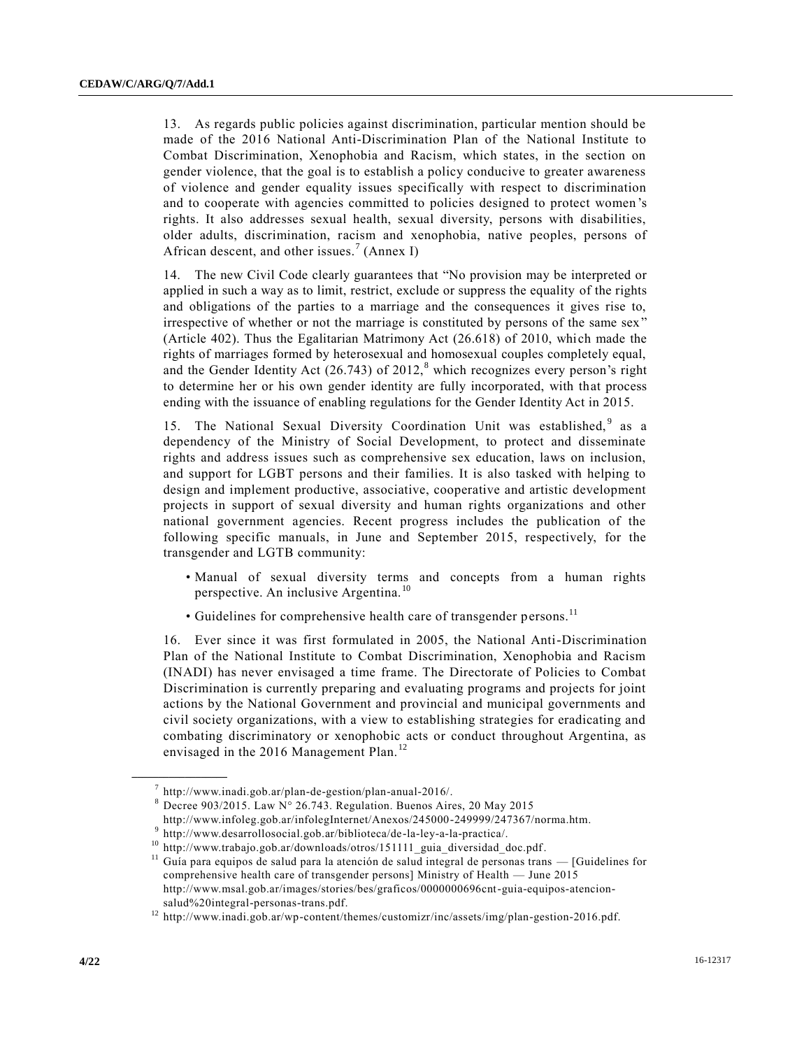13. As regards public policies against discrimination, particular mention should be made of the 2016 National Anti-Discrimination Plan of the National Institute to Combat Discrimination, Xenophobia and Racism, which states, in the section on gender violence, that the goal is to establish a policy conducive to greater awareness of violence and gender equality issues specifically with respect to discrimination and to cooperate with agencies committed to policies designed to protect women's rights. It also addresses sexual health, sexual diversity, persons with disabilities, older adults, discrimination, racism and xenophobia, native peoples, persons of African descent, and other issues.[7] (Annex I)

14. The new Civil Code clearly guarantees that "No provision may be interpreted or applied in such a way as to limit, restrict, exclude or suppress the equality of the rights and obligations of the parties to a marriage and the consequences it gives rise to, irrespective of whether or not the marriage is constituted by persons of the same sex" (Article 402). Thus the Egalitarian Matrimony Act (26.618) of 2010, which made the rights of marriages formed by heterosexual and homosexual couples completely equal, and the Gender Identity Act (26.743) of 2012,[8] which recognizes every person's right to determine her or his own gender identity are fully incorporated, with that process ending with the issuance of enabling regulations for the Gender Identity Act in 2015.

15. The National Sexual Diversity Coordination Unit was established,[9] as a dependency of the Ministry of Social Development, to protect and disseminate rights and address issues such as comprehensive sex education, laws on inclusion, and support for LGBT persons and their families. It is also tasked with helping to design and implement productive, associative, cooperative and artistic development projects in support of sexual diversity and human rights organizations and other national government agencies. Recent progress includes the publication of the following specific manuals, in June and September 2015, respectively, for the transgender and LGTB community:

- Manual of sexual diversity terms and concepts from a human rights perspective. An inclusive Argentina.[10]
- Guidelines for comprehensive health care of transgender persons.[11]

16. Ever since it was first formulated in 2005, the National Anti-Discrimination Plan of the National Institute to Combat Discrimination, Xenophobia and Racism (INADI) has never envisaged a time frame. The Directorate of Policies to Combat Discrimination is currently preparing and evaluating programs and projects for joint actions by the National Government and provincial and municipal governments and civil society organizations, with a view to establishing strategies for eradicating and combating discriminatory or xenophobic acts or conduct throughout Argentina, as envisaged in the 2016 Management Plan.[12]

---

[7] http://www.inadi.gob.ar/plan-de-gestion/plan-anual-2016/.

[8] Decree 903/2015. Law N° 26.743. Regulation. Buenos Aires, 20 May 2015 http://www.infoleg.gob.ar/infolegInternet/Anexos/245000-249999/247367/norma.htm.

[9] http://www.desarrollosocial.gob.ar/biblioteca/de-la-ley-a-la-practica/.

[10] http://www.trabajo.gob.ar/downloads/otros/151111_guia_diversidad_doc.pdf.

[11] Guía para equipos de salud para la atención de salud integral de personas trans — [Guidelines for comprehensive health care of transgender persons] Ministry of Health — June 2015 http://www.msal.gob.ar/images/stories/bes/graficos/0000000696cnt-guia-equipos-atencion-salud%20integral-personas-trans.pdf.

[12] http://www.inadi.gob.ar/wp-content/themes/customizr/inc/assets/img/plan-gestion-2016.pdf.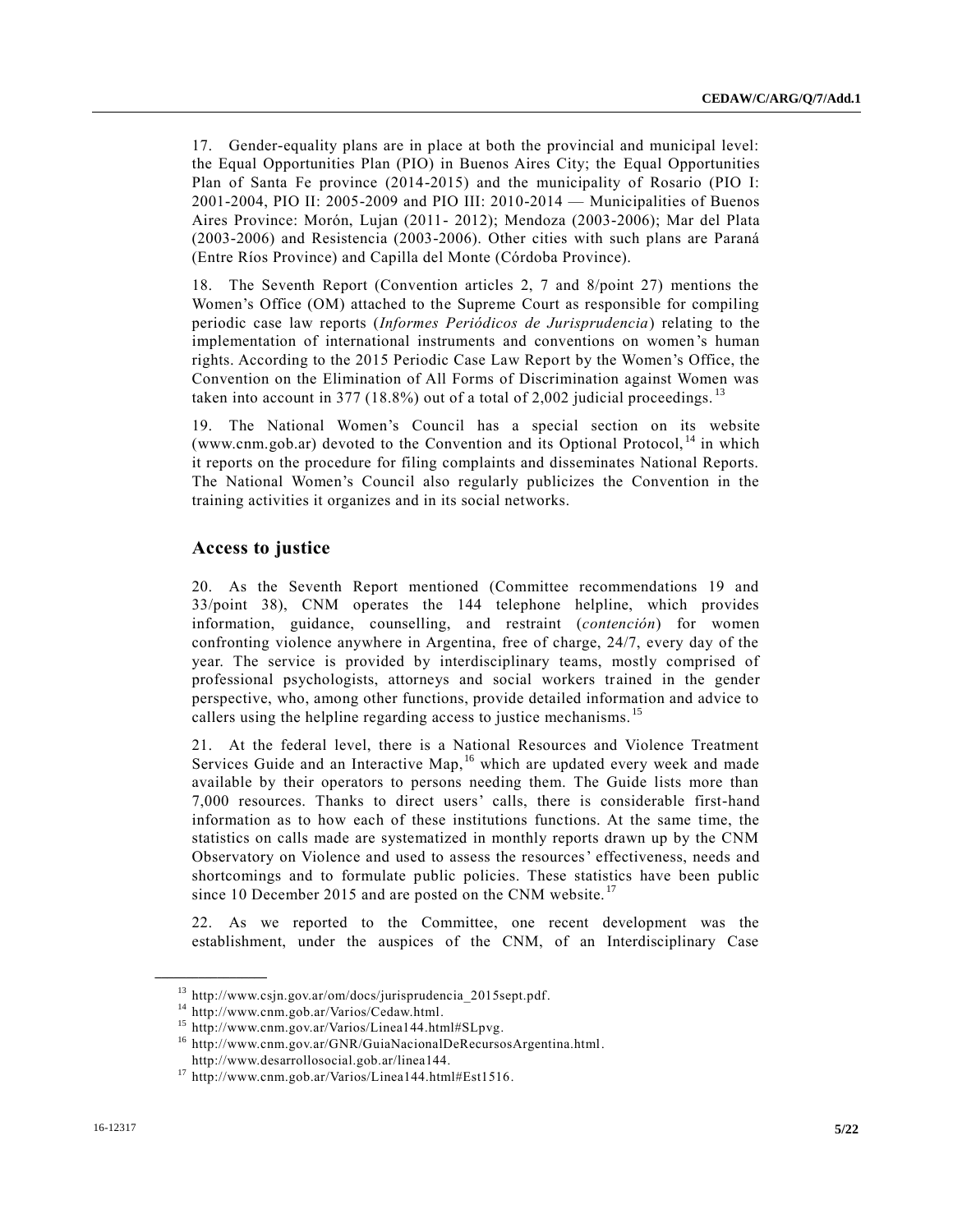17. Gender-equality plans are in place at both the provincial and municipal level: the Equal Opportunities Plan (PIO) in Buenos Aires City; the Equal Opportunities Plan of Santa Fe province (2014-2015) and the municipality of Rosario (PIO I: 2001-2004, PIO II: 2005-2009 and PIO III: 2010-2014 — Municipalities of Buenos Aires Province: Morón, Lujan (2011- 2012); Mendoza (2003-2006); Mar del Plata (2003-2006) and Resistencia (2003-2006). Other cities with such plans are Paraná (Entre Ríos Province) and Capilla del Monte (Córdoba Province).

18. The Seventh Report (Convention articles 2, 7 and 8/point 27) mentions the Women's Office (OM) attached to the Supreme Court as responsible for compiling periodic case law reports (*Informes Periódicos de Jurisprudencia*) relating to the implementation of international instruments and conventions on women's human rights. According to the 2015 Periodic Case Law Report by the Women's Office, the Convention on the Elimination of All Forms of Discrimination against Women was taken into account in 377 (18.8%) out of a total of 2,002 judicial proceedings.[13]

19. The National Women's Council has a special section on its website (www.cnm.gob.ar) devoted to the Convention and its Optional Protocol,[14] in which it reports on the procedure for filing complaints and disseminates National Reports. The National Women's Council also regularly publicizes the Convention in the training activities it organizes and in its social networks.

## Access to justice

20. As the Seventh Report mentioned (Committee recommendations 19 and 33/point 38), CNM operates the 144 telephone helpline, which provides information, guidance, counselling, and restraint (*contención*) for women confronting violence anywhere in Argentina, free of charge, 24/7, every day of the year. The service is provided by interdisciplinary teams, mostly comprised of professional psychologists, attorneys and social workers trained in the gender perspective, who, among other functions, provide detailed information and advice to callers using the helpline regarding access to justice mechanisms.[15]

21. At the federal level, there is a National Resources and Violence Treatment Services Guide and an Interactive Map,[16] which are updated every week and made available by their operators to persons needing them. The Guide lists more than 7,000 resources. Thanks to direct users' calls, there is considerable first-hand information as to how each of these institutions functions. At the same time, the statistics on calls made are systematized in monthly reports drawn up by the CNM Observatory on Violence and used to assess the resources' effectiveness, needs and shortcomings and to formulate public policies. These statistics have been public since 10 December 2015 and are posted on the CNM website.[17]

22. As we reported to the Committee, one recent development was the establishment, under the auspices of the CNM, of an Interdisciplinary Case

---

[13] http://www.csjn.gov.ar/om/docs/jurisprudencia_2015sept.pdf.

[14] http://www.cnm.gob.ar/Varios/Cedaw.html.

[15] http://www.cnm.gov.ar/Varios/Linea144.html#SLpvg.

[16] http://www.cnm.gov.ar/GNR/GuiaNacionalDeRecursosArgentina.html. http://www.desarrollosocial.gob.ar/linea144.

[17] http://www.cnm.gob.ar/Varios/Linea144.html#Est1516.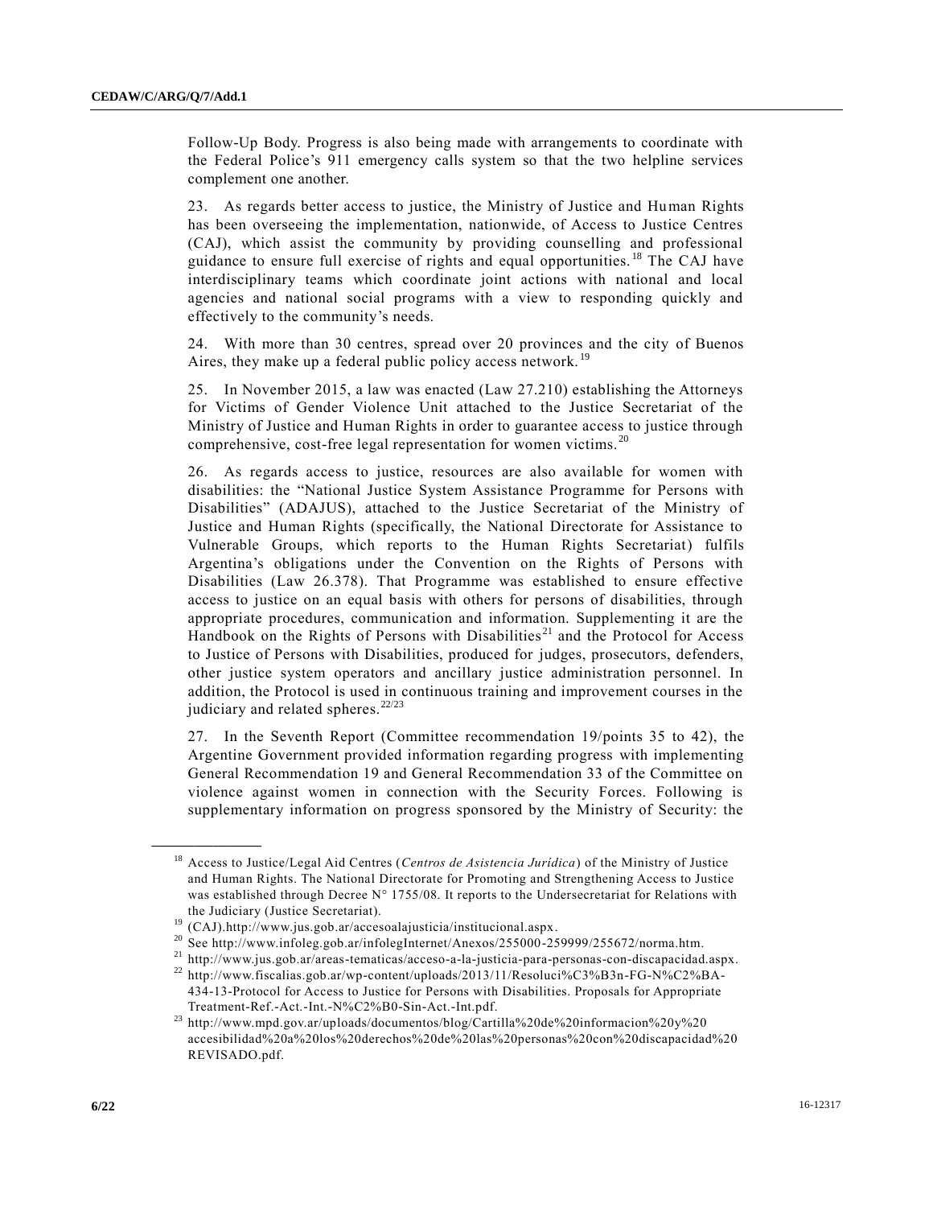Follow-Up Body. Progress is also being made with arrangements to coordinate with the Federal Police's 911 emergency calls system so that the two helpline services complement one another.

23. As regards better access to justice, the Ministry of Justice and Human Rights has been overseeing the implementation, nationwide, of Access to Justice Centres (CAJ), which assist the community by providing counselling and professional guidance to ensure full exercise of rights and equal opportunities.[18] The CAJ have interdisciplinary teams which coordinate joint actions with national and local agencies and national social programs with a view to responding quickly and effectively to the community's needs.

24. With more than 30 centres, spread over 20 provinces and the city of Buenos Aires, they make up a federal public policy access network.[19]

25. In November 2015, a law was enacted (Law 27.210) establishing the Attorneys for Victims of Gender Violence Unit attached to the Justice Secretariat of the Ministry of Justice and Human Rights in order to guarantee access to justice through comprehensive, cost-free legal representation for women victims.[20]

26. As regards access to justice, resources are also available for women with disabilities: the "National Justice System Assistance Programme for Persons with Disabilities" (ADAJUS), attached to the Justice Secretariat of the Ministry of Justice and Human Rights (specifically, the National Directorate for Assistance to Vulnerable Groups, which reports to the Human Rights Secretariat) fulfils Argentina's obligations under the Convention on the Rights of Persons with Disabilities (Law 26.378). That Programme was established to ensure effective access to justice on an equal basis with others for persons of disabilities, through appropriate procedures, communication and information. Supplementing it are the Handbook on the Rights of Persons with Disabilities[21] and the Protocol for Access to Justice of Persons with Disabilities, produced for judges, prosecutors, defenders, other justice system operators and ancillary justice administration personnel. In addition, the Protocol is used in continuous training and improvement courses in the judiciary and related spheres.[22/23]

27. In the Seventh Report (Committee recommendation 19/points 35 to 42), the Argentine Government provided information regarding progress with implementing General Recommendation 19 and General Recommendation 33 of the Committee on violence against women in connection with the Security Forces. Following is supplementary information on progress sponsored by the Ministry of Security: the

---

[18] Access to Justice/Legal Aid Centres (*Centros de Asistencia Jurídica*) of the Ministry of Justice and Human Rights. The National Directorate for Promoting and Strengthening Access to Justice was established through Decree N° 1755/08. It reports to the Undersecretariat for Relations with the Judiciary (Justice Secretariat).

[19] (CAJ).http://www.jus.gob.ar/accesoalajusticia/institucional.aspx.

[20] See http://www.infoleg.gob.ar/infolegInternet/Anexos/255000-259999/255672/norma.htm.

[21] http://www.jus.gob.ar/areas-tematicas/acceso-a-la-justicia-para-personas-con-discapacidad.aspx.

[22] http://www.fiscalias.gob.ar/wp-content/uploads/2013/11/Resoluci%C3%B3n-FG-N%C2%BA-434-13-Protocol for Access to Justice for Persons with Disabilities. Proposals for Appropriate Treatment-Ref.-Act.-Int.-N%C2%B0-Sin-Act.-Int.pdf.

[23] http://www.mpd.gov.ar/uploads/documentos/blog/Cartilla%20de%20informacion%20y%20accesibilidad%20a%20los%20derechos%20de%20las%20personas%20con%20discapacidad%20REVISADO.pdf.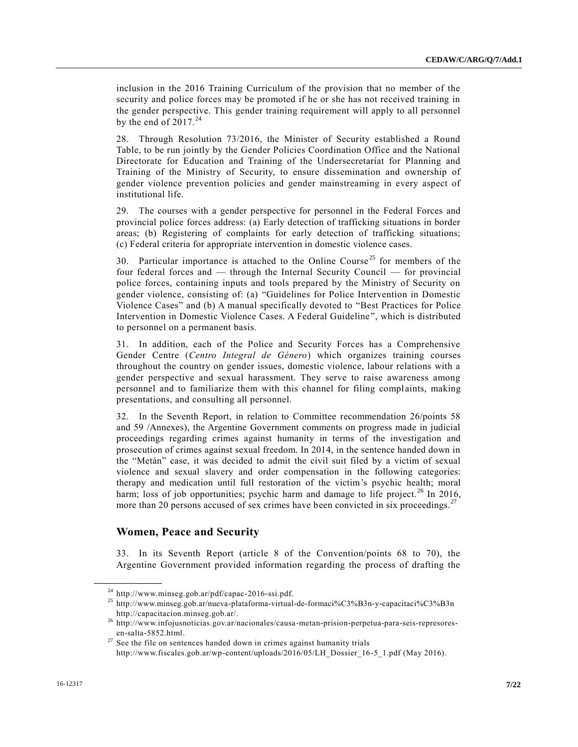inclusion in the 2016 Training Curriculum of the provision that no member of the security and police forces may be promoted if he or she has not received training in the gender perspective. This gender training requirement will apply to all personnel by the end of 2017.[24]

28. Through Resolution 73/2016, the Minister of Security established a Round Table, to be run jointly by the Gender Policies Coordination Office and the National Directorate for Education and Training of the Undersecretariat for Planning and Training of the Ministry of Security, to ensure dissemination and ownership of gender violence prevention policies and gender mainstreaming in every aspect of institutional life.

29. The courses with a gender perspective for personnel in the Federal Forces and provincial police forces address: (a) Early detection of trafficking situations in border areas; (b) Registering of complaints for early detection of trafficking situations; (c) Federal criteria for appropriate intervention in domestic violence cases.

30. Particular importance is attached to the Online Course[25] for members of the four federal forces and — through the Internal Security Council — for provincial police forces, containing inputs and tools prepared by the Ministry of Security on gender violence, consisting of: (a) "Guidelines for Police Intervention in Domestic Violence Cases" and (b) A manual specifically devoted to "Best Practices for Police Intervention in Domestic Violence Cases. A Federal Guideline", which is distributed to personnel on a permanent basis.

31. In addition, each of the Police and Security Forces has a Comprehensive Gender Centre (*Centro Integral de Género*) which organizes training courses throughout the country on gender issues, domestic violence, labour relations with a gender perspective and sexual harassment. They serve to raise awareness among personnel and to familiarize them with this channel for filing complaints, making presentations, and consulting all personnel.

32. In the Seventh Report, in relation to Committee recommendation 26/points 58 and 59 /Annexes), the Argentine Government comments on progress made in judicial proceedings regarding crimes against humanity in terms of the investigation and prosecution of crimes against sexual freedom. In 2014, in the sentence handed down in the "Metán" case, it was decided to admit the civil suit filed by a victim of sexual violence and sexual slavery and order compensation in the following categories: therapy and medication until full restoration of the victim's psychic health; moral harm; loss of job opportunities; psychic harm and damage to life project.[26] In 2016, more than 20 persons accused of sex crimes have been convicted in six proceedings.[27]

## Women, Peace and Security

33. In its Seventh Report (article 8 of the Convention/points 68 to 70), the Argentine Government provided information regarding the process of drafting the

---

[24] http://www.minseg.gob.ar/pdf/capac-2016-ssi.pdf.

[25] http://www.minseg.gob.ar/nueva-plataforma-virtual-de-formaci%C3%B3n-y-capacitaci%C3%B3n http://capacitacion.minseg.gob.ar/.

[26] http://www.infojusnoticias.gov.ar/nacionales/causa-metan-prision-perpetua-para-seis-represores-en-salta-5852.html.

[27] See the file on sentences handed down in crimes against humanity trials http://www.fiscales.gob.ar/wp-content/uploads/2016/05/LH_Dossier_16-5_1.pdf (May 2016).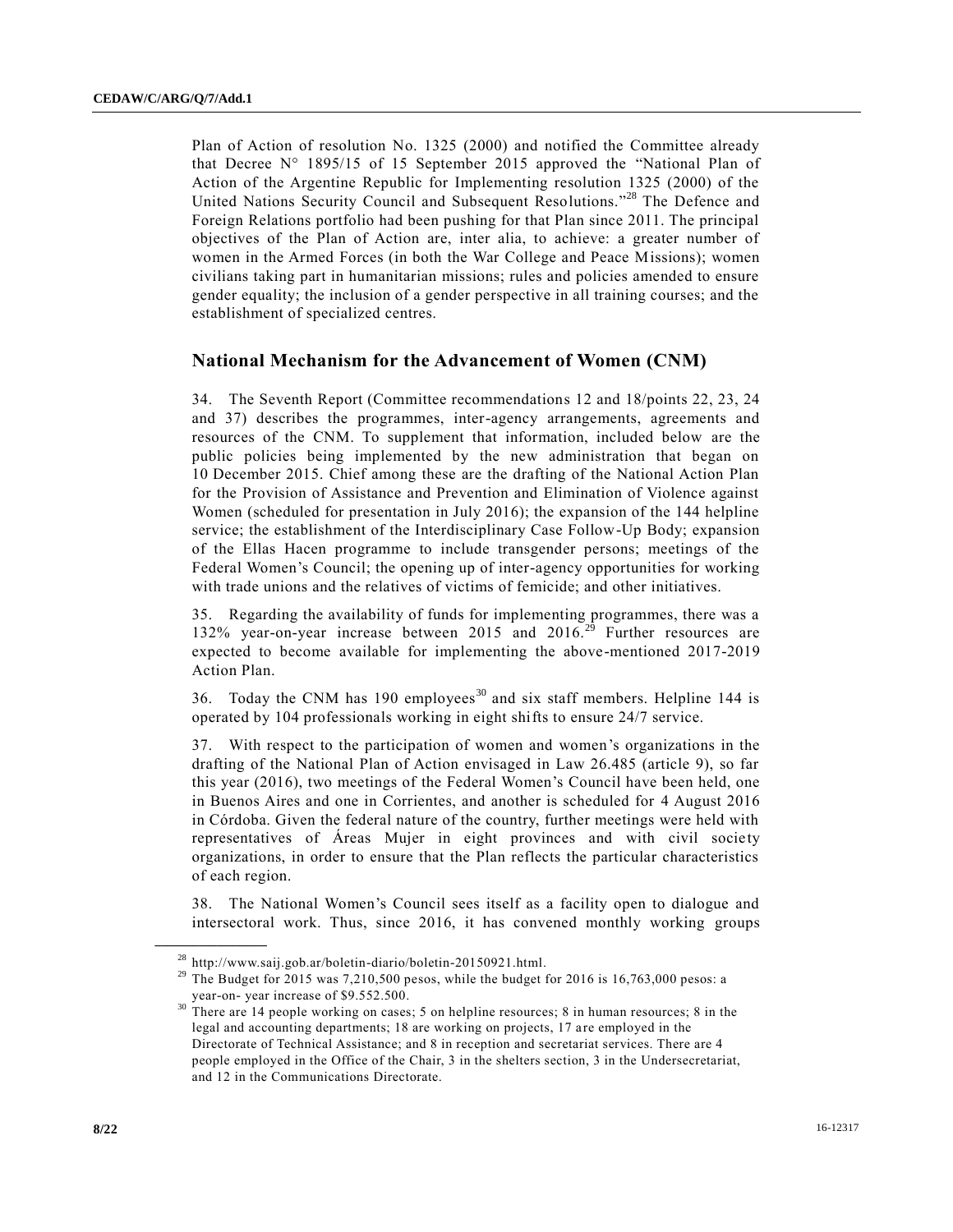Plan of Action of resolution No. 1325 (2000) and notified the Committee already that Decree N° 1895/15 of 15 September 2015 approved the "National Plan of Action of the Argentine Republic for Implementing resolution 1325 (2000) of the United Nations Security Council and Subsequent Resolutions."[28] The Defence and Foreign Relations portfolio had been pushing for that Plan since 2011. The principal objectives of the Plan of Action are, inter alia, to achieve: a greater number of women in the Armed Forces (in both the War College and Peace Missions); women civilians taking part in humanitarian missions; rules and policies amended to ensure gender equality; the inclusion of a gender perspective in all training courses; and the establishment of specialized centres.

## National Mechanism for the Advancement of Women (CNM)

34. The Seventh Report (Committee recommendations 12 and 18/points 22, 23, 24 and 37) describes the programmes, inter-agency arrangements, agreements and resources of the CNM. To supplement that information, included below are the public policies being implemented by the new administration that began on 10 December 2015. Chief among these are the drafting of the National Action Plan for the Provision of Assistance and Prevention and Elimination of Violence against Women (scheduled for presentation in July 2016); the expansion of the 144 helpline service; the establishment of the Interdisciplinary Case Follow-Up Body; expansion of the Ellas Hacen programme to include transgender persons; meetings of the Federal Women's Council; the opening up of inter-agency opportunities for working with trade unions and the relatives of victims of femicide; and other initiatives.

35. Regarding the availability of funds for implementing programmes, there was a 132% year-on-year increase between 2015 and 2016.[29] Further resources are expected to become available for implementing the above-mentioned 2017-2019 Action Plan.

36. Today the CNM has 190 employees[30] and six staff members. Helpline 144 is operated by 104 professionals working in eight shifts to ensure 24/7 service.

37. With respect to the participation of women and women's organizations in the drafting of the National Plan of Action envisaged in Law 26.485 (article 9), so far this year (2016), two meetings of the Federal Women's Council have been held, one in Buenos Aires and one in Corrientes, and another is scheduled for 4 August 2016 in Córdoba. Given the federal nature of the country, further meetings were held with representatives of Áreas Mujer in eight provinces and with civil society organizations, in order to ensure that the Plan reflects the particular characteristics of each region.

38. The National Women's Council sees itself as a facility open to dialogue and intersectoral work. Thus, since 2016, it has convened monthly working groups

---

[28] http://www.saij.gob.ar/boletin-diario/boletin-20150921.html.

[29] The Budget for 2015 was 7,210,500 pesos, while the budget for 2016 is 16,763,000 pesos: a year-on- year increase of $9.552.500.

[30] There are 14 people working on cases; 5 on helpline resources; 8 in human resources; 8 in the legal and accounting departments; 18 are working on projects, 17 are employed in the Directorate of Technical Assistance; and 8 in reception and secretariat services. There are 4 people employed in the Office of the Chair, 3 in the shelters section, 3 in the Undersecretariat, and 12 in the Communications Directorate.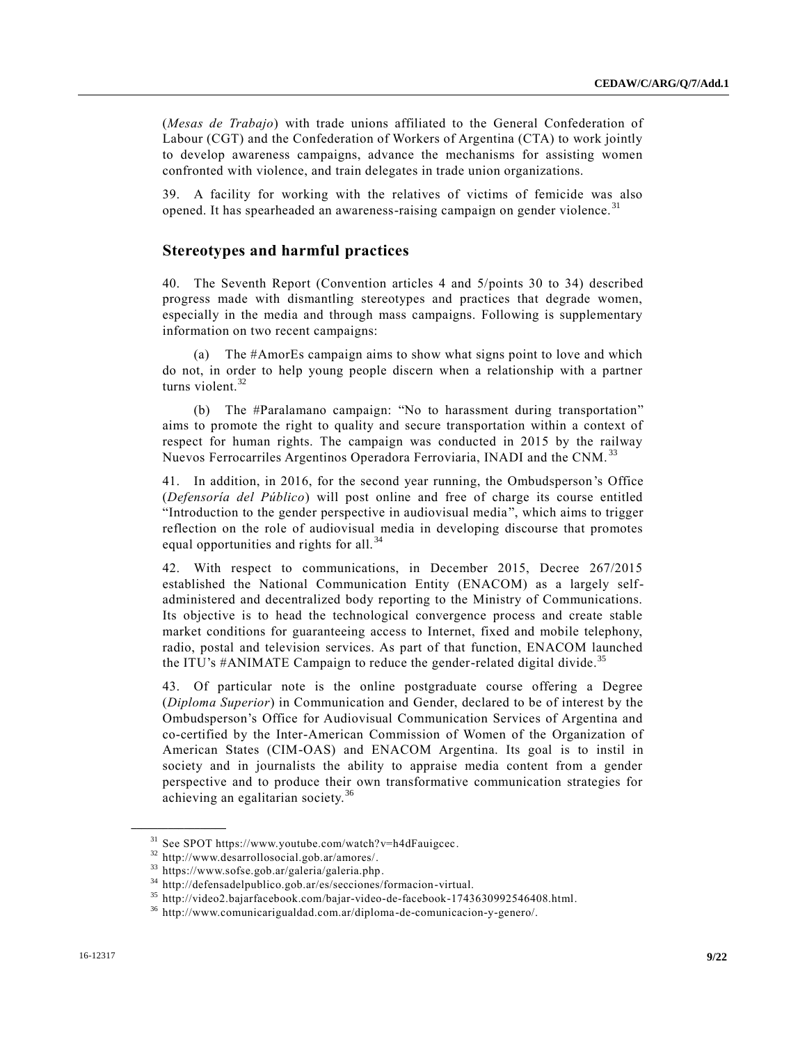(*Mesas de Trabajo*) with trade unions affiliated to the General Confederation of Labour (CGT) and the Confederation of Workers of Argentina (CTA) to work jointly to develop awareness campaigns, advance the mechanisms for assisting women confronted with violence, and train delegates in trade union organizations.

39. A facility for working with the relatives of victims of femicide was also opened. It has spearheaded an awareness-raising campaign on gender violence.[31]

## Stereotypes and harmful practices

40. The Seventh Report (Convention articles 4 and 5/points 30 to 34) described progress made with dismantling stereotypes and practices that degrade women, especially in the media and through mass campaigns. Following is supplementary information on two recent campaigns:

(a) The #AmorEs campaign aims to show what signs point to love and which do not, in order to help young people discern when a relationship with a partner turns violent.[32]

(b) The #Paralamano campaign: "No to harassment during transportation" aims to promote the right to quality and secure transportation within a context of respect for human rights. The campaign was conducted in 2015 by the railway Nuevos Ferrocarriles Argentinos Operadora Ferroviaria, INADI and the CNM.[33]

41. In addition, in 2016, for the second year running, the Ombudsperson's Office (*Defensoría del Público*) will post online and free of charge its course entitled "Introduction to the gender perspective in audiovisual media", which aims to trigger reflection on the role of audiovisual media in developing discourse that promotes equal opportunities and rights for all.[34]

42. With respect to communications, in December 2015, Decree 267/2015 established the National Communication Entity (ENACOM) as a largely self-administered and decentralized body reporting to the Ministry of Communications. Its objective is to head the technological convergence process and create stable market conditions for guaranteeing access to Internet, fixed and mobile telephony, radio, postal and television services. As part of that function, ENACOM launched the ITU's #ANIMATE Campaign to reduce the gender-related digital divide.[35]

43. Of particular note is the online postgraduate course offering a Degree (*Diploma Superior*) in Communication and Gender, declared to be of interest by the Ombudsperson's Office for Audiovisual Communication Services of Argentina and co-certified by the Inter-American Commission of Women of the Organization of American States (CIM-OAS) and ENACOM Argentina. Its goal is to instil in society and in journalists the ability to appraise media content from a gender perspective and to produce their own transformative communication strategies for achieving an egalitarian society.[36]

---

[31] See SPOT https://www.youtube.com/watch?v=h4dFauigcec.

[32] http://www.desarrollosocial.gob.ar/amores/.

[33] https://www.sofse.gob.ar/galeria/galeria.php.

[34] http://defensadelpublico.gob.ar/es/secciones/formacion-virtual.

[35] http://video2.bajarfacebook.com/bajar-video-de-facebook-1743630992546408.html.

[36] http://www.comunicarigualdad.com.ar/diploma-de-comunicacion-y-genero/.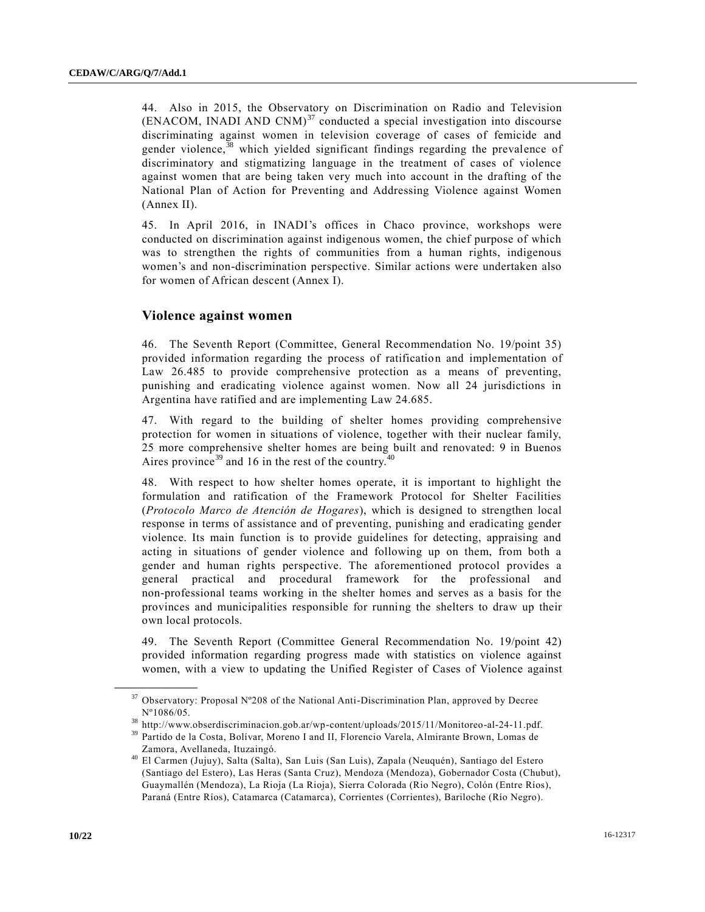44. Also in 2015, the Observatory on Discrimination on Radio and Television (ENACOM, INADI AND CNM)[37] conducted a special investigation into discourse discriminating against women in television coverage of cases of femicide and gender violence,[38] which yielded significant findings regarding the prevalence of discriminatory and stigmatizing language in the treatment of cases of violence against women that are being taken very much into account in the drafting of the National Plan of Action for Preventing and Addressing Violence against Women (Annex II).

45. In April 2016, in INADI's offices in Chaco province, workshops were conducted on discrimination against indigenous women, the chief purpose of which was to strengthen the rights of communities from a human rights, indigenous women's and non-discrimination perspective. Similar actions were undertaken also for women of African descent (Annex I).

## Violence against women

46. The Seventh Report (Committee, General Recommendation No. 19/point 35) provided information regarding the process of ratification and implementation of Law 26.485 to provide comprehensive protection as a means of preventing, punishing and eradicating violence against women. Now all 24 jurisdictions in Argentina have ratified and are implementing Law 24.685.

47. With regard to the building of shelter homes providing comprehensive protection for women in situations of violence, together with their nuclear family, 25 more comprehensive shelter homes are being built and renovated: 9 in Buenos Aires province[39] and 16 in the rest of the country.[40]

48. With respect to how shelter homes operate, it is important to highlight the formulation and ratification of the Framework Protocol for Shelter Facilities (*Protocolo Marco de Atención de Hogares*), which is designed to strengthen local response in terms of assistance and of preventing, punishing and eradicating gender violence. Its main function is to provide guidelines for detecting, appraising and acting in situations of gender violence and following up on them, from both a gender and human rights perspective. The aforementioned protocol provides a general practical and procedural framework for the professional and non-professional teams working in the shelter homes and serves as a basis for the provinces and municipalities responsible for running the shelters to draw up their own local protocols.

49. The Seventh Report (Committee General Recommendation No. 19/point 42) provided information regarding progress made with statistics on violence against women, with a view to updating the Unified Register of Cases of Violence against

---

[37] Observatory: Proposal Nº208 of the National Anti-Discrimination Plan, approved by Decree Nº1086/05.

[38] http://www.obserdiscriminacion.gob.ar/wp-content/uploads/2015/11/Monitoreo-al-24-11.pdf.

[39] Partido de la Costa, Bolívar, Moreno I and II, Florencio Varela, Almirante Brown, Lomas de Zamora, Avellaneda, Ituzaingó.

[40] El Carmen (Jujuy), Salta (Salta), San Luis (San Luis), Zapala (Neuquén), Santiago del Estero (Santiago del Estero), Las Heras (Santa Cruz), Mendoza (Mendoza), Gobernador Costa (Chubut), Guaymallén (Mendoza), La Rioja (La Rioja), Sierra Colorada (Rio Negro), Colón (Entre Ríos), Paraná (Entre Ríos), Catamarca (Catamarca), Corrientes (Corrientes), Bariloche (Río Negro).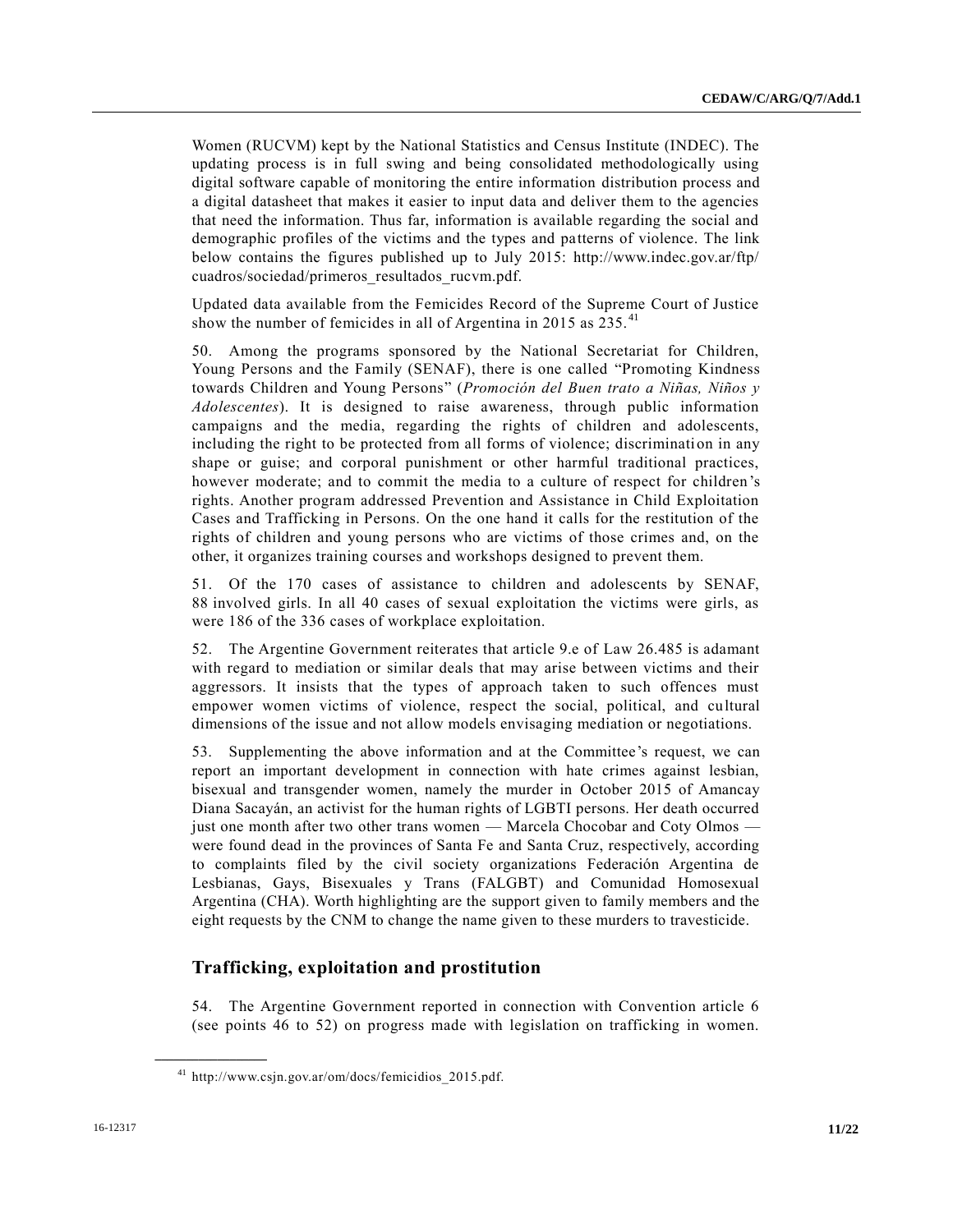Women (RUCVM) kept by the National Statistics and Census Institute (INDEC). The updating process is in full swing and being consolidated methodologically using digital software capable of monitoring the entire information distribution process and a digital datasheet that makes it easier to input data and deliver them to the agencies that need the information. Thus far, information is available regarding the social and demographic profiles of the victims and the types and patterns of violence. The link below contains the figures published up to July 2015: http://www.indec.gov.ar/ftp/cuadros/sociedad/primeros_resultados_rucvm.pdf.

Updated data available from the Femicides Record of the Supreme Court of Justice show the number of femicides in all of Argentina in 2015 as 235.[41]

50. Among the programs sponsored by the National Secretariat for Children, Young Persons and the Family (SENAF), there is one called "Promoting Kindness towards Children and Young Persons" (*Promoción del Buen trato a Niñas, Niños y Adolescentes*). It is designed to raise awareness, through public information campaigns and the media, regarding the rights of children and adolescents, including the right to be protected from all forms of violence; discrimination in any shape or guise; and corporal punishment or other harmful traditional practices, however moderate; and to commit the media to a culture of respect for children's rights. Another program addressed Prevention and Assistance in Child Exploitation Cases and Trafficking in Persons. On the one hand it calls for the restitution of the rights of children and young persons who are victims of those crimes and, on the other, it organizes training courses and workshops designed to prevent them.

51. Of the 170 cases of assistance to children and adolescents by SENAF, 88 involved girls. In all 40 cases of sexual exploitation the victims were girls, as were 186 of the 336 cases of workplace exploitation.

52. The Argentine Government reiterates that article 9.e of Law 26.485 is adamant with regard to mediation or similar deals that may arise between victims and their aggressors. It insists that the types of approach taken to such offences must empower women victims of violence, respect the social, political, and cultural dimensions of the issue and not allow models envisaging mediation or negotiations.

53. Supplementing the above information and at the Committee's request, we can report an important development in connection with hate crimes against lesbian, bisexual and transgender women, namely the murder in October 2015 of Amancay Diana Sacayán, an activist for the human rights of LGBTI persons. Her death occurred just one month after two other trans women — Marcela Chocobar and Coty Olmos — were found dead in the provinces of Santa Fe and Santa Cruz, respectively, according to complaints filed by the civil society organizations Federación Argentina de Lesbianas, Gays, Bisexuales y Trans (FALGBT) and Comunidad Homosexual Argentina (CHA). Worth highlighting are the support given to family members and the eight requests by the CNM to change the name given to these murders to travesticide.

## Trafficking, exploitation and prostitution

54. The Argentine Government reported in connection with Convention article 6 (see points 46 to 52) on progress made with legislation on trafficking in women.

[41] http://www.csjn.gov.ar/om/docs/femicidios_2015.pdf.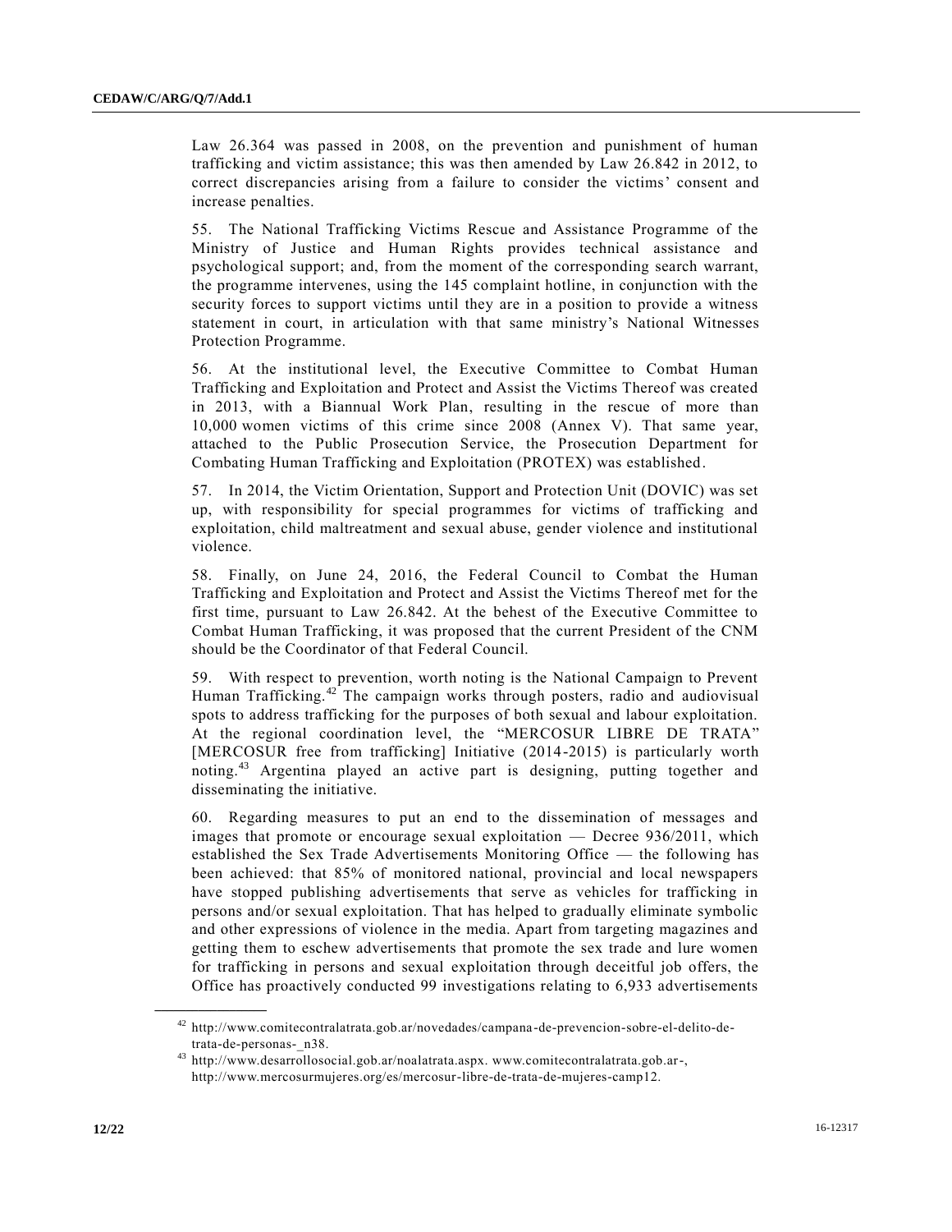Law 26.364 was passed in 2008, on the prevention and punishment of human trafficking and victim assistance; this was then amended by Law 26.842 in 2012, to correct discrepancies arising from a failure to consider the victims' consent and increase penalties.

55. The National Trafficking Victims Rescue and Assistance Programme of the Ministry of Justice and Human Rights provides technical assistance and psychological support; and, from the moment of the corresponding search warrant, the programme intervenes, using the 145 complaint hotline, in conjunction with the security forces to support victims until they are in a position to provide a witness statement in court, in articulation with that same ministry's National Witnesses Protection Programme.

56. At the institutional level, the Executive Committee to Combat Human Trafficking and Exploitation and Protect and Assist the Victims Thereof was created in 2013, with a Biannual Work Plan, resulting in the rescue of more than 10,000 women victims of this crime since 2008 (Annex V). That same year, attached to the Public Prosecution Service, the Prosecution Department for Combating Human Trafficking and Exploitation (PROTEX) was established.

57. In 2014, the Victim Orientation, Support and Protection Unit (DOVIC) was set up, with responsibility for special programmes for victims of trafficking and exploitation, child maltreatment and sexual abuse, gender violence and institutional violence.

58. Finally, on June 24, 2016, the Federal Council to Combat the Human Trafficking and Exploitation and Protect and Assist the Victims Thereof met for the first time, pursuant to Law 26.842. At the behest of the Executive Committee to Combat Human Trafficking, it was proposed that the current President of the CNM should be the Coordinator of that Federal Council.

59. With respect to prevention, worth noting is the National Campaign to Prevent Human Trafficking.[42] The campaign works through posters, radio and audiovisual spots to address trafficking for the purposes of both sexual and labour exploitation. At the regional coordination level, the "MERCOSUR LIBRE DE TRATA" [MERCOSUR free from trafficking] Initiative (2014-2015) is particularly worth noting.[43] Argentina played an active part is designing, putting together and disseminating the initiative.

60. Regarding measures to put an end to the dissemination of messages and images that promote or encourage sexual exploitation — Decree 936/2011, which established the Sex Trade Advertisements Monitoring Office — the following has been achieved: that 85% of monitored national, provincial and local newspapers have stopped publishing advertisements that serve as vehicles for trafficking in persons and/or sexual exploitation. That has helped to gradually eliminate symbolic and other expressions of violence in the media. Apart from targeting magazines and getting them to eschew advertisements that promote the sex trade and lure women for trafficking in persons and sexual exploitation through deceitful job offers, the Office has proactively conducted 99 investigations relating to 6,933 advertisements

---

[42] http://www.comitecontralatrata.gob.ar/novedades/campana-de-prevencion-sobre-el-delito-de-trata-de-personas-_n38.

[43] http://www.desarrollosocial.gob.ar/noalatrata.aspx. www.comitecontralatrata.gob.ar-, http://www.mercosurmujeres.org/es/mercosur-libre-de-trata-de-mujeres-camp12.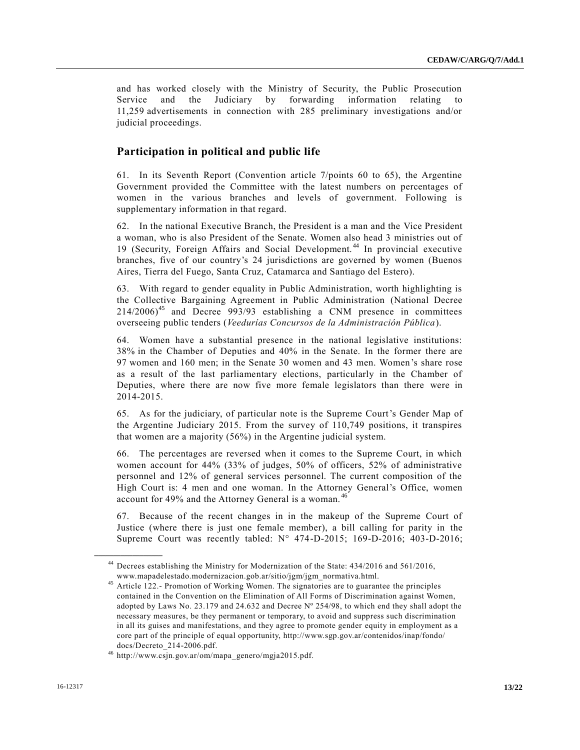and has worked closely with the Ministry of Security, the Public Prosecution Service and the Judiciary by forwarding information relating to 11,259 advertisements in connection with 285 preliminary investigations and/or judicial proceedings.

## Participation in political and public life

61. In its Seventh Report (Convention article 7/points 60 to 65), the Argentine Government provided the Committee with the latest numbers on percentages of women in the various branches and levels of government. Following is supplementary information in that regard.

62. In the national Executive Branch, the President is a man and the Vice President a woman, who is also President of the Senate. Women also head 3 ministries out of 19 (Security, Foreign Affairs and Social Development.[44] In provincial executive branches, five of our country's 24 jurisdictions are governed by women (Buenos Aires, Tierra del Fuego, Santa Cruz, Catamarca and Santiago del Estero).

63. With regard to gender equality in Public Administration, worth highlighting is the Collective Bargaining Agreement in Public Administration (National Decree 214/2006)[45] and Decree 993/93 establishing a CNM presence in committees overseeing public tenders (*Veedurías Concursos de la Administración Pública*).

64. Women have a substantial presence in the national legislative institutions: 38% in the Chamber of Deputies and 40% in the Senate. In the former there are 97 women and 160 men; in the Senate 30 women and 43 men. Women's share rose as a result of the last parliamentary elections, particularly in the Chamber of Deputies, where there are now five more female legislators than there were in 2014-2015.

65. As for the judiciary, of particular note is the Supreme Court's Gender Map of the Argentine Judiciary 2015. From the survey of 110,749 positions, it transpires that women are a majority (56%) in the Argentine judicial system.

66. The percentages are reversed when it comes to the Supreme Court, in which women account for 44% (33% of judges, 50% of officers, 52% of administrative personnel and 12% of general services personnel. The current composition of the High Court is: 4 men and one woman. In the Attorney General's Office, women account for 49% and the Attorney General is a woman.[46]

67. Because of the recent changes in in the makeup of the Supreme Court of Justice (where there is just one female member), a bill calling for parity in the Supreme Court was recently tabled: N° 474-D-2015; 169-D-2016; 403-D-2016;

---

[44] Decrees establishing the Ministry for Modernization of the State: 434/2016 and 561/2016, www.mapadelestado.modernizacion.gob.ar/sitio/jgm/jgm_normativa.html.

[45] Article 122.- Promotion of Working Women. The signatories are to guarantee the principles contained in the Convention on the Elimination of All Forms of Discrimination against Women, adopted by Laws No. 23.179 and 24.632 and Decree Nº 254/98, to which end they shall adopt the necessary measures, be they permanent or temporary, to avoid and suppress such discrimination in all its guises and manifestations, and they agree to promote gender equity in employment as a core part of the principle of equal opportunity, http://www.sgp.gov.ar/contenidos/inap/fondo/docs/Decreto_214-2006.pdf.

[46] http://www.csjn.gov.ar/om/mapa_genero/mgja2015.pdf.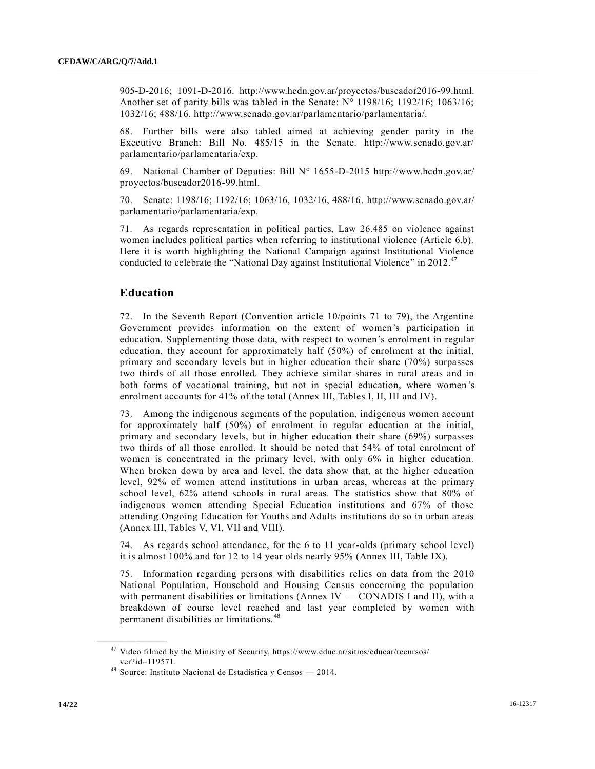905-D-2016; 1091-D-2016. http://www.hcdn.gov.ar/proyectos/buscador2016-99.html. Another set of parity bills was tabled in the Senate: N° 1198/16; 1192/16; 1063/16; 1032/16; 488/16. http://www.senado.gov.ar/parlamentario/parlamentaria/.

68. Further bills were also tabled aimed at achieving gender parity in the Executive Branch: Bill No. 485/15 in the Senate. http://www.senado.gov.ar/parlamentario/parlamentaria/exp.

69. National Chamber of Deputies: Bill N° 1655-D-2015 http://www.hcdn.gov.ar/proyectos/buscador2016-99.html.

70. Senate: 1198/16; 1192/16; 1063/16, 1032/16, 488/16. http://www.senado.gov.ar/parlamentario/parlamentaria/exp.

71. As regards representation in political parties, Law 26.485 on violence against women includes political parties when referring to institutional violence (Article 6.b). Here it is worth highlighting the National Campaign against Institutional Violence conducted to celebrate the "National Day against Institutional Violence" in 2012.[47]

## Education

72. In the Seventh Report (Convention article 10/points 71 to 79), the Argentine Government provides information on the extent of women's participation in education. Supplementing those data, with respect to women's enrolment in regular education, they account for approximately half (50%) of enrolment at the initial, primary and secondary levels but in higher education their share (70%) surpasses two thirds of all those enrolled. They achieve similar shares in rural areas and in both forms of vocational training, but not in special education, where women's enrolment accounts for 41% of the total (Annex III, Tables I, II, III and IV).

73. Among the indigenous segments of the population, indigenous women account for approximately half (50%) of enrolment in regular education at the initial, primary and secondary levels, but in higher education their share (69%) surpasses two thirds of all those enrolled. It should be noted that 54% of total enrolment of women is concentrated in the primary level, with only 6% in higher education. When broken down by area and level, the data show that, at the higher education level, 92% of women attend institutions in urban areas, whereas at the primary school level, 62% attend schools in rural areas. The statistics show that 80% of indigenous women attending Special Education institutions and 67% of those attending Ongoing Education for Youths and Adults institutions do so in urban areas (Annex III, Tables V, VI, VII and VIII).

74. As regards school attendance, for the 6 to 11 year-olds (primary school level) it is almost 100% and for 12 to 14 year olds nearly 95% (Annex III, Table IX).

75. Information regarding persons with disabilities relies on data from the 2010 National Population, Household and Housing Census concerning the population with permanent disabilities or limitations (Annex IV — CONADIS I and II), with a breakdown of course level reached and last year completed by women with permanent disabilities or limitations.[48]

---

[47] Video filmed by the Ministry of Security, https://www.educ.ar/sitios/educar/recursos/ver?id=119571.

[48] Source: Instituto Nacional de Estadística y Censos — 2014.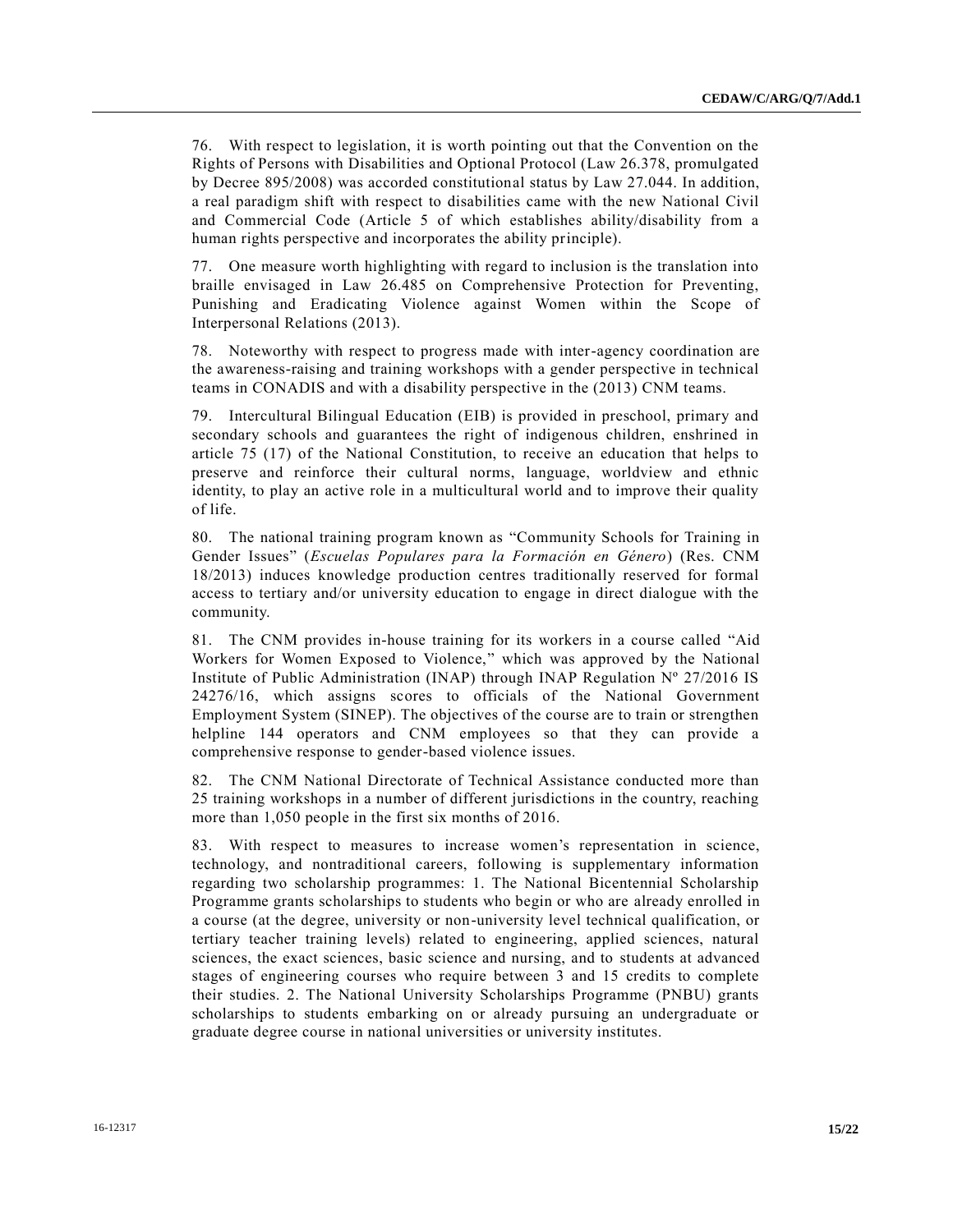76. With respect to legislation, it is worth pointing out that the Convention on the Rights of Persons with Disabilities and Optional Protocol (Law 26.378, promulgated by Decree 895/2008) was accorded constitutional status by Law 27.044. In addition, a real paradigm shift with respect to disabilities came with the new National Civil and Commercial Code (Article 5 of which establishes ability/disability from a human rights perspective and incorporates the ability principle).

77. One measure worth highlighting with regard to inclusion is the translation into braille envisaged in Law 26.485 on Comprehensive Protection for Preventing, Punishing and Eradicating Violence against Women within the Scope of Interpersonal Relations (2013).

78. Noteworthy with respect to progress made with inter-agency coordination are the awareness-raising and training workshops with a gender perspective in technical teams in CONADIS and with a disability perspective in the (2013) CNM teams.

79. Intercultural Bilingual Education (EIB) is provided in preschool, primary and secondary schools and guarantees the right of indigenous children, enshrined in article 75 (17) of the National Constitution, to receive an education that helps to preserve and reinforce their cultural norms, language, worldview and ethnic identity, to play an active role in a multicultural world and to improve their quality of life.

80. The national training program known as "Community Schools for Training in Gender Issues" (*Escuelas Populares para la Formación en Género*) (Res. CNM 18/2013) induces knowledge production centres traditionally reserved for formal access to tertiary and/or university education to engage in direct dialogue with the community.

81. The CNM provides in-house training for its workers in a course called "Aid Workers for Women Exposed to Violence," which was approved by the National Institute of Public Administration (INAP) through INAP Regulation Nº 27/2016 IS 24276/16, which assigns scores to officials of the National Government Employment System (SINEP). The objectives of the course are to train or strengthen helpline 144 operators and CNM employees so that they can provide a comprehensive response to gender-based violence issues.

82. The CNM National Directorate of Technical Assistance conducted more than 25 training workshops in a number of different jurisdictions in the country, reaching more than 1,050 people in the first six months of 2016.

83. With respect to measures to increase women's representation in science, technology, and nontraditional careers, following is supplementary information regarding two scholarship programmes: 1. The National Bicentennial Scholarship Programme grants scholarships to students who begin or who are already enrolled in a course (at the degree, university or non-university level technical qualification, or tertiary teacher training levels) related to engineering, applied sciences, natural sciences, the exact sciences, basic science and nursing, and to students at advanced stages of engineering courses who require between 3 and 15 credits to complete their studies. 2. The National University Scholarships Programme (PNBU) grants scholarships to students embarking on or already pursuing an undergraduate or graduate degree course in national universities or university institutes.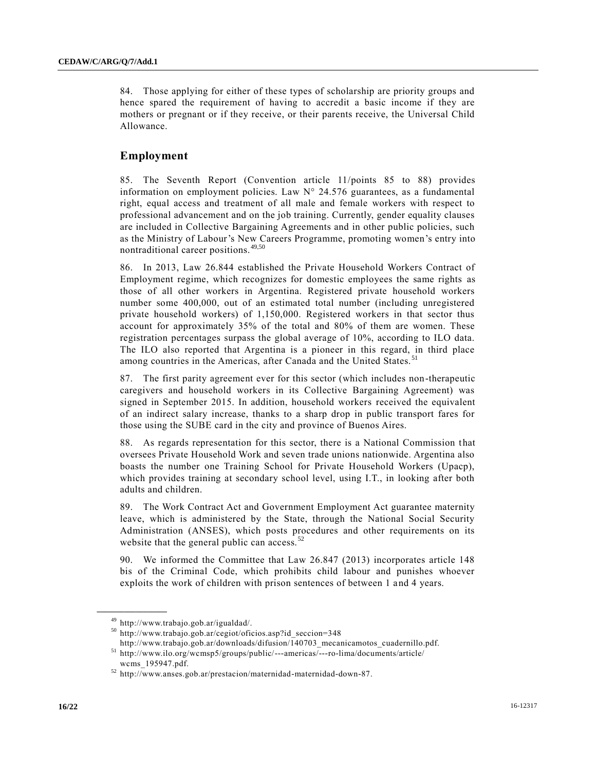84. Those applying for either of these types of scholarship are priority groups and hence spared the requirement of having to accredit a basic income if they are mothers or pregnant or if they receive, or their parents receive, the Universal Child Allowance.

## Employment

85. The Seventh Report (Convention article 11/points 85 to 88) provides information on employment policies. Law N° 24.576 guarantees, as a fundamental right, equal access and treatment of all male and female workers with respect to professional advancement and on the job training. Currently, gender equality clauses are included in Collective Bargaining Agreements and in other public policies, such as the Ministry of Labour's New Careers Programme, promoting women's entry into nontraditional career positions.[49,50]

86. In 2013, Law 26.844 established the Private Household Workers Contract of Employment regime, which recognizes for domestic employees the same rights as those of all other workers in Argentina. Registered private household workers number some 400,000, out of an estimated total number (including unregistered private household workers) of 1,150,000. Registered workers in that sector thus account for approximately 35% of the total and 80% of them are women. These registration percentages surpass the global average of 10%, according to ILO data. The ILO also reported that Argentina is a pioneer in this regard, in third place among countries in the Americas, after Canada and the United States.[51]

87. The first parity agreement ever for this sector (which includes non-therapeutic caregivers and household workers in its Collective Bargaining Agreement) was signed in September 2015. In addition, household workers received the equivalent of an indirect salary increase, thanks to a sharp drop in public transport fares for those using the SUBE card in the city and province of Buenos Aires.

88. As regards representation for this sector, there is a National Commission that oversees Private Household Work and seven trade unions nationwide. Argentina also boasts the number one Training School for Private Household Workers (Upacp), which provides training at secondary school level, using I.T., in looking after both adults and children.

89. The Work Contract Act and Government Employment Act guarantee maternity leave, which is administered by the State, through the National Social Security Administration (ANSES), which posts procedures and other requirements on its website that the general public can access.[52]

90. We informed the Committee that Law 26.847 (2013) incorporates article 148 bis of the Criminal Code, which prohibits child labour and punishes whoever exploits the work of children with prison sentences of between 1 and 4 years.

---

[49] http://www.trabajo.gob.ar/igualdad/.

[50] http://www.trabajo.gob.ar/cegiot/oficios.asp?id_seccion=348 http://www.trabajo.gob.ar/downloads/difusion/140703_mecanicamotos_cuadernillo.pdf.

[51] http://www.ilo.org/wcmsp5/groups/public/---americas/---ro-lima/documents/article/wcms_195947.pdf.

[52] http://www.anses.gob.ar/prestacion/maternidad-maternidad-down-87.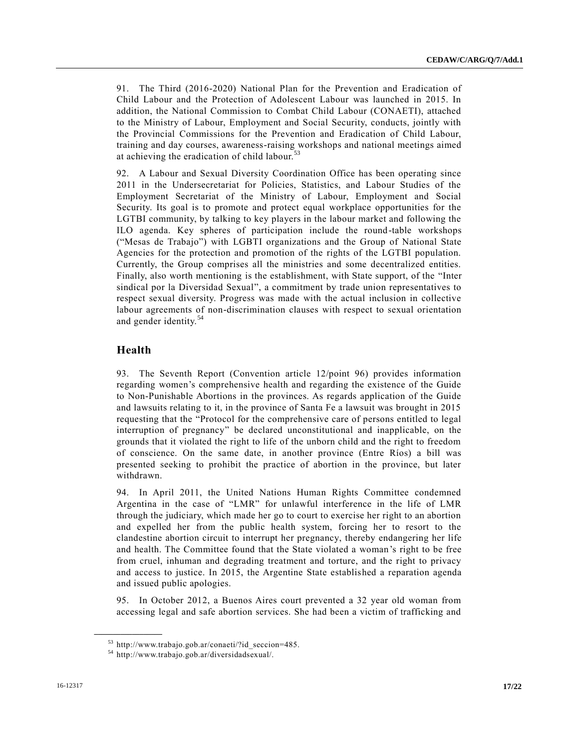91. The Third (2016-2020) National Plan for the Prevention and Eradication of Child Labour and the Protection of Adolescent Labour was launched in 2015. In addition, the National Commission to Combat Child Labour (CONAETI), attached to the Ministry of Labour, Employment and Social Security, conducts, jointly with the Provincial Commissions for the Prevention and Eradication of Child Labour, training and day courses, awareness-raising workshops and national meetings aimed at achieving the eradication of child labour.[53]

92. A Labour and Sexual Diversity Coordination Office has been operating since 2011 in the Undersecretariat for Policies, Statistics, and Labour Studies of the Employment Secretariat of the Ministry of Labour, Employment and Social Security. Its goal is to promote and protect equal workplace opportunities for the LGTBI community, by talking to key players in the labour market and following the ILO agenda. Key spheres of participation include the round-table workshops ("Mesas de Trabajo") with LGBTI organizations and the Group of National State Agencies for the protection and promotion of the rights of the LGTBI population. Currently, the Group comprises all the ministries and some decentralized entities. Finally, also worth mentioning is the establishment, with State support, of the "Inter sindical por la Diversidad Sexual", a commitment by trade union representatives to respect sexual diversity. Progress was made with the actual inclusion in collective labour agreements of non-discrimination clauses with respect to sexual orientation and gender identity.[54]

## Health

93. The Seventh Report (Convention article 12/point 96) provides information regarding women's comprehensive health and regarding the existence of the Guide to Non-Punishable Abortions in the provinces. As regards application of the Guide and lawsuits relating to it, in the province of Santa Fe a lawsuit was brought in 2015 requesting that the "Protocol for the comprehensive care of persons entitled to legal interruption of pregnancy" be declared unconstitutional and inapplicable, on the grounds that it violated the right to life of the unborn child and the right to freedom of conscience. On the same date, in another province (Entre Ríos) a bill was presented seeking to prohibit the practice of abortion in the province, but later withdrawn.

94. In April 2011, the United Nations Human Rights Committee condemned Argentina in the case of "LMR" for unlawful interference in the life of LMR through the judiciary, which made her go to court to exercise her right to an abortion and expelled her from the public health system, forcing her to resort to the clandestine abortion circuit to interrupt her pregnancy, thereby endangering her life and health. The Committee found that the State violated a woman's right to be free from cruel, inhuman and degrading treatment and torture, and the right to privacy and access to justice. In 2015, the Argentine State established a reparation agenda and issued public apologies.

95. In October 2012, a Buenos Aires court prevented a 32 year old woman from accessing legal and safe abortion services. She had been a victim of trafficking and

---

[53] http://www.trabajo.gob.ar/conaeti/?id_seccion=485.

[54] http://www.trabajo.gob.ar/diversidadsexual/.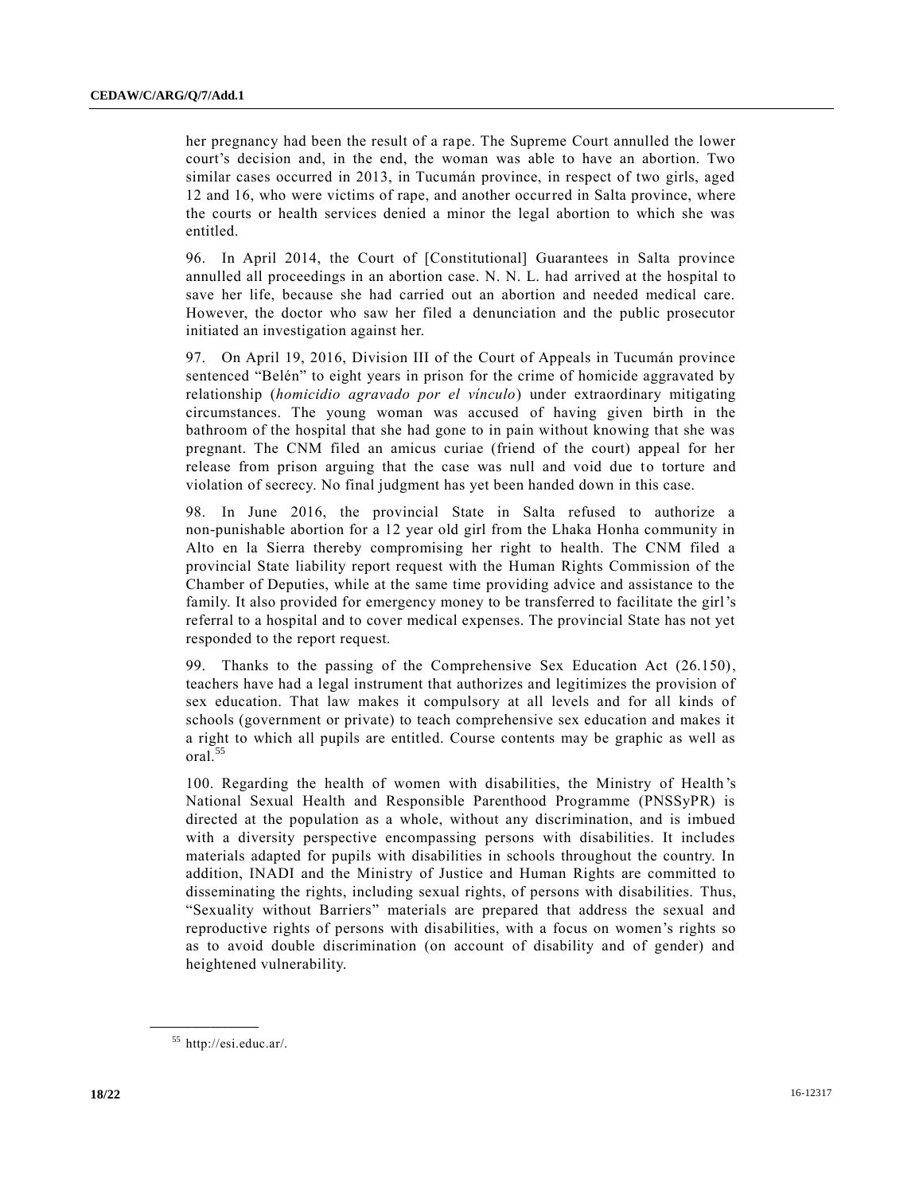her pregnancy had been the result of a rape. The Supreme Court annulled the lower court's decision and, in the end, the woman was able to have an abortion. Two similar cases occurred in 2013, in Tucumán province, in respect of two girls, aged 12 and 16, who were victims of rape, and another occurred in Salta province, where the courts or health services denied a minor the legal abortion to which she was entitled.

96. In April 2014, the Court of [Constitutional] Guarantees in Salta province annulled all proceedings in an abortion case. N. N. L. had arrived at the hospital to save her life, because she had carried out an abortion and needed medical care. However, the doctor who saw her filed a denunciation and the public prosecutor initiated an investigation against her.

97. On April 19, 2016, Division III of the Court of Appeals in Tucumán province sentenced "Belén" to eight years in prison for the crime of homicide aggravated by relationship (*homicidio agravado por el vínculo*) under extraordinary mitigating circumstances. The young woman was accused of having given birth in the bathroom of the hospital that she had gone to in pain without knowing that she was pregnant. The CNM filed an amicus curiae (friend of the court) appeal for her release from prison arguing that the case was null and void due to torture and violation of secrecy. No final judgment has yet been handed down in this case.

98. In June 2016, the provincial State in Salta refused to authorize a non-punishable abortion for a 12 year old girl from the Lhaka Honha community in Alto en la Sierra thereby compromising her right to health. The CNM filed a provincial State liability report request with the Human Rights Commission of the Chamber of Deputies, while at the same time providing advice and assistance to the family. It also provided for emergency money to be transferred to facilitate the girl's referral to a hospital and to cover medical expenses. The provincial State has not yet responded to the report request.

99. Thanks to the passing of the Comprehensive Sex Education Act (26.150), teachers have had a legal instrument that authorizes and legitimizes the provision of sex education. That law makes it compulsory at all levels and for all kinds of schools (government or private) to teach comprehensive sex education and makes it a right to which all pupils are entitled. Course contents may be graphic as well as oral.[55]

100. Regarding the health of women with disabilities, the Ministry of Health's National Sexual Health and Responsible Parenthood Programme (PNSSyPR) is directed at the population as a whole, without any discrimination, and is imbued with a diversity perspective encompassing persons with disabilities. It includes materials adapted for pupils with disabilities in schools throughout the country. In addition, INADI and the Ministry of Justice and Human Rights are committed to disseminating the rights, including sexual rights, of persons with disabilities. Thus, "Sexuality without Barriers" materials are prepared that address the sexual and reproductive rights of persons with disabilities, with a focus on women's rights so as to avoid double discrimination (on account of disability and of gender) and heightened vulnerability.

---

[55] http://esi.educ.ar/.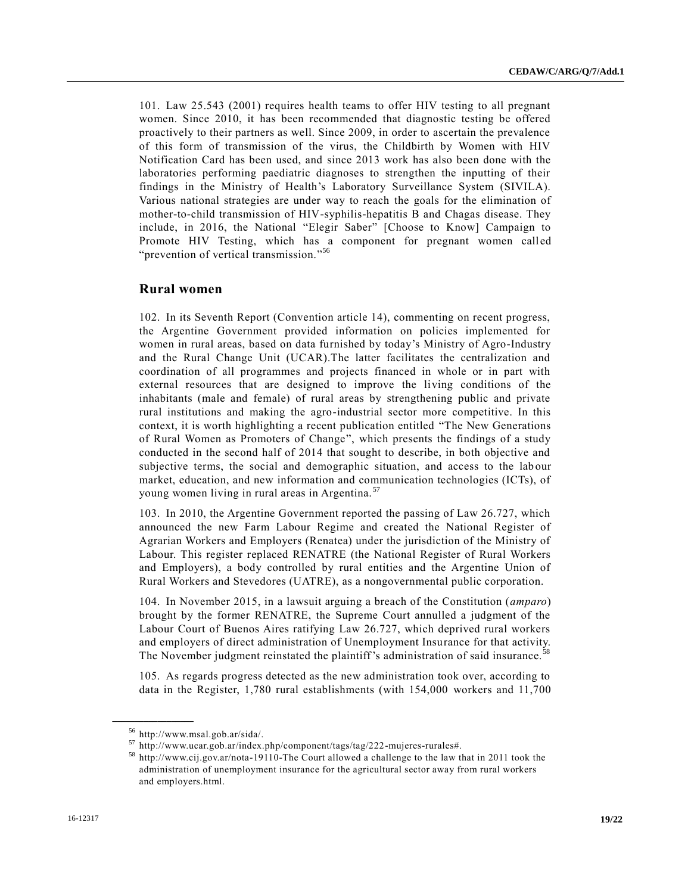101. Law 25.543 (2001) requires health teams to offer HIV testing to all pregnant women. Since 2010, it has been recommended that diagnostic testing be offered proactively to their partners as well. Since 2009, in order to ascertain the prevalence of this form of transmission of the virus, the Childbirth by Women with HIV Notification Card has been used, and since 2013 work has also been done with the laboratories performing paediatric diagnoses to strengthen the inputting of their findings in the Ministry of Health's Laboratory Surveillance System (SIVILA). Various national strategies are under way to reach the goals for the elimination of mother-to-child transmission of HIV-syphilis-hepatitis B and Chagas disease. They include, in 2016, the National "Elegir Saber" [Choose to Know] Campaign to Promote HIV Testing, which has a component for pregnant women called "prevention of vertical transmission."[56]

## Rural women

102. In its Seventh Report (Convention article 14), commenting on recent progress, the Argentine Government provided information on policies implemented for women in rural areas, based on data furnished by today's Ministry of Agro-Industry and the Rural Change Unit (UCAR).The latter facilitates the centralization and coordination of all programmes and projects financed in whole or in part with external resources that are designed to improve the living conditions of the inhabitants (male and female) of rural areas by strengthening public and private rural institutions and making the agro-industrial sector more competitive. In this context, it is worth highlighting a recent publication entitled "The New Generations of Rural Women as Promoters of Change", which presents the findings of a study conducted in the second half of 2014 that sought to describe, in both objective and subjective terms, the social and demographic situation, and access to the labour market, education, and new information and communication technologies (ICTs), of young women living in rural areas in Argentina.[57]

103. In 2010, the Argentine Government reported the passing of Law 26.727, which announced the new Farm Labour Regime and created the National Register of Agrarian Workers and Employers (Renatea) under the jurisdiction of the Ministry of Labour. This register replaced RENATRE (the National Register of Rural Workers and Employers), a body controlled by rural entities and the Argentine Union of Rural Workers and Stevedores (UATRE), as a nongovernmental public corporation.

104. In November 2015, in a lawsuit arguing a breach of the Constitution (*amparo*) brought by the former RENATRE, the Supreme Court annulled a judgment of the Labour Court of Buenos Aires ratifying Law 26.727, which deprived rural workers and employers of direct administration of Unemployment Insurance for that activity. The November judgment reinstated the plaintiff's administration of said insurance.[58]

105. As regards progress detected as the new administration took over, according to data in the Register, 1,780 rural establishments (with 154,000 workers and 11,700

---

[56] http://www.msal.gob.ar/sida/.

[57] http://www.ucar.gob.ar/index.php/component/tags/tag/222-mujeres-rurales#.

[58] http://www.cij.gov.ar/nota-19110-The Court allowed a challenge to the law that in 2011 took the administration of unemployment insurance for the agricultural sector away from rural workers and employers.html.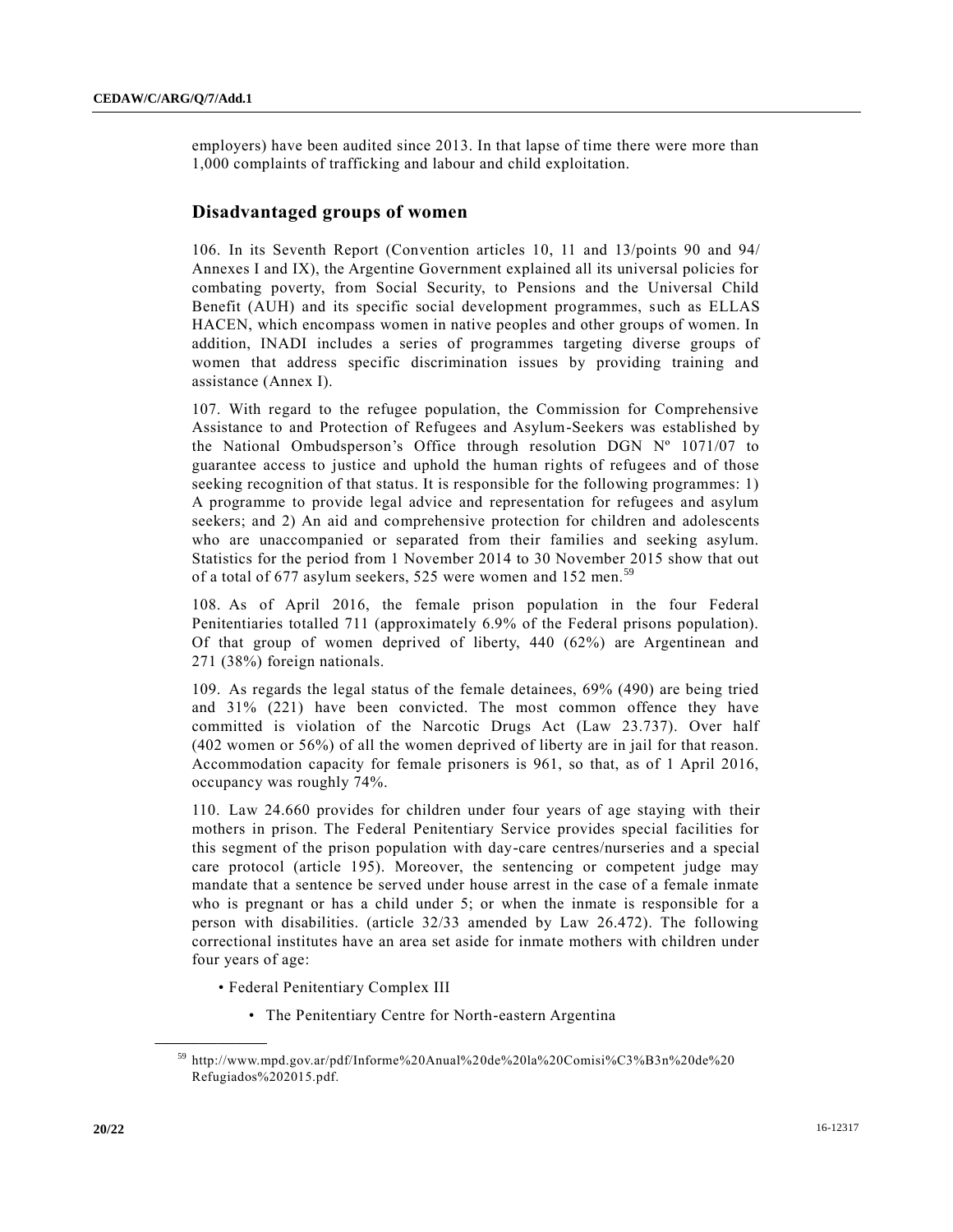employers) have been audited since 2013. In that lapse of time there were more than 1,000 complaints of trafficking and labour and child exploitation.

## Disadvantaged groups of women

106. In its Seventh Report (Convention articles 10, 11 and 13/points 90 and 94/ Annexes I and IX), the Argentine Government explained all its universal policies for combating poverty, from Social Security, to Pensions and the Universal Child Benefit (AUH) and its specific social development programmes, such as ELLAS HACEN, which encompass women in native peoples and other groups of women. In addition, INADI includes a series of programmes targeting diverse groups of women that address specific discrimination issues by providing training and assistance (Annex I).

107. With regard to the refugee population, the Commission for Comprehensive Assistance to and Protection of Refugees and Asylum-Seekers was established by the National Ombudsperson's Office through resolution DGN Nº 1071/07 to guarantee access to justice and uphold the human rights of refugees and of those seeking recognition of that status. It is responsible for the following programmes: 1) A programme to provide legal advice and representation for refugees and asylum seekers; and 2) An aid and comprehensive protection for children and adolescents who are unaccompanied or separated from their families and seeking asylum. Statistics for the period from 1 November 2014 to 30 November 2015 show that out of a total of 677 asylum seekers, 525 were women and 152 men.[59]

108. As of April 2016, the female prison population in the four Federal Penitentiaries totalled 711 (approximately 6.9% of the Federal prisons population). Of that group of women deprived of liberty, 440 (62%) are Argentinean and 271 (38%) foreign nationals.

109. As regards the legal status of the female detainees, 69% (490) are being tried and 31% (221) have been convicted. The most common offence they have committed is violation of the Narcotic Drugs Act (Law 23.737). Over half (402 women or 56%) of all the women deprived of liberty are in jail for that reason. Accommodation capacity for female prisoners is 961, so that, as of 1 April 2016, occupancy was roughly 74%.

110. Law 24.660 provides for children under four years of age staying with their mothers in prison. The Federal Penitentiary Service provides special facilities for this segment of the prison population with day-care centres/nurseries and a special care protocol (article 195). Moreover, the sentencing or competent judge may mandate that a sentence be served under house arrest in the case of a female inmate who is pregnant or has a child under 5; or when the inmate is responsible for a person with disabilities. (article 32/33 amended by Law 26.472). The following correctional institutes have an area set aside for inmate mothers with children under four years of age:

- Federal Penitentiary Complex III
  - The Penitentiary Centre for North-eastern Argentina

[59] http://www.mpd.gov.ar/pdf/Informe%20Anual%20de%20la%20Comisi%C3%B3n%20de%20Refugiados%202015.pdf.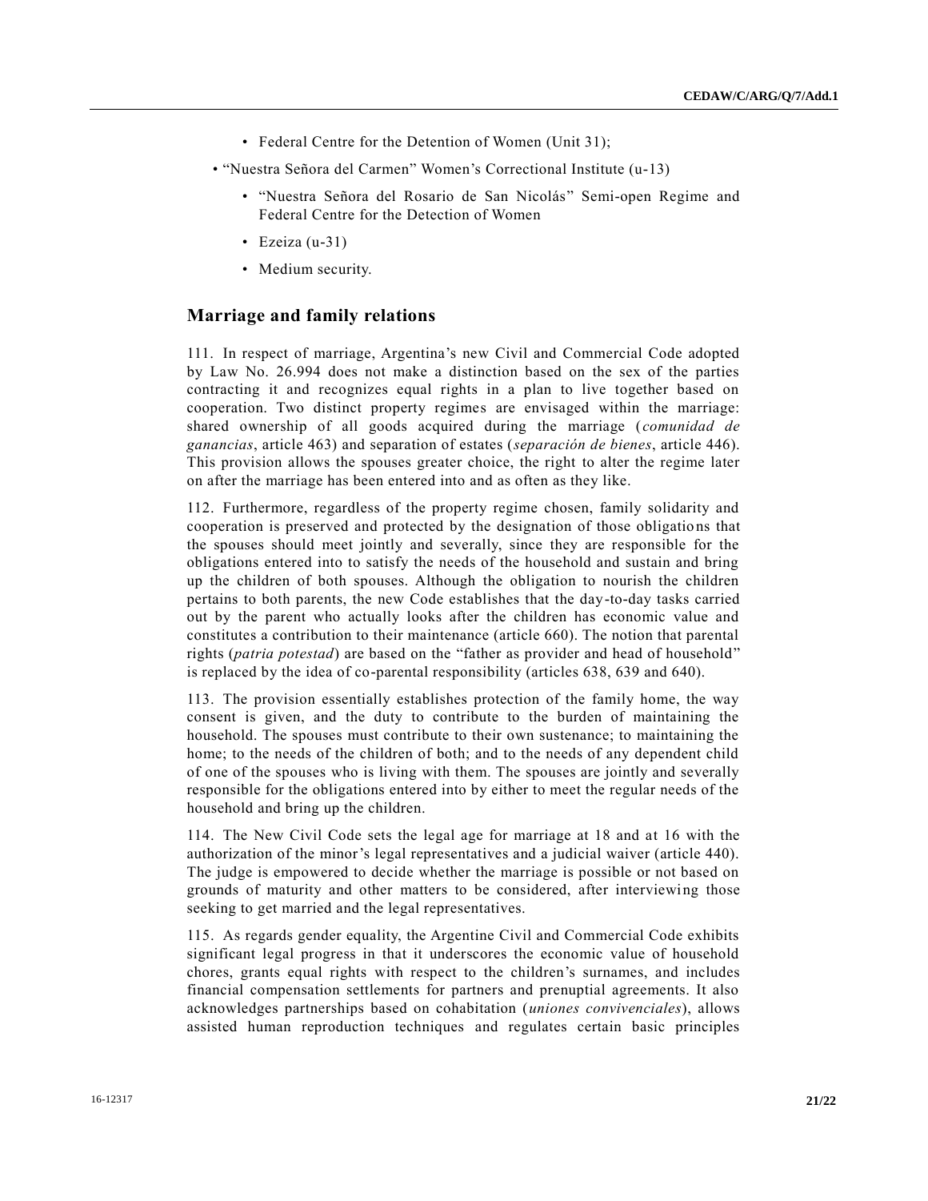- Federal Centre for the Detention of Women (Unit 31);

- "Nuestra Señora del Carmen" Women's Correctional Institute (u-13)
  - "Nuestra Señora del Rosario de San Nicolás" Semi-open Regime and Federal Centre for the Detection of Women
  - Ezeiza (u-31)
  - Medium security.

## Marriage and family relations

111. In respect of marriage, Argentina's new Civil and Commercial Code adopted by Law No. 26.994 does not make a distinction based on the sex of the parties contracting it and recognizes equal rights in a plan to live together based on cooperation. Two distinct property regimes are envisaged within the marriage: shared ownership of all goods acquired during the marriage (*comunidad de ganancias*, article 463) and separation of estates (*separación de bienes*, article 446). This provision allows the spouses greater choice, the right to alter the regime later on after the marriage has been entered into and as often as they like.

112. Furthermore, regardless of the property regime chosen, family solidarity and cooperation is preserved and protected by the designation of those obligations that the spouses should meet jointly and severally, since they are responsible for the obligations entered into to satisfy the needs of the household and sustain and bring up the children of both spouses. Although the obligation to nourish the children pertains to both parents, the new Code establishes that the day-to-day tasks carried out by the parent who actually looks after the children has economic value and constitutes a contribution to their maintenance (article 660). The notion that parental rights (*patria potestad*) are based on the "father as provider and head of household" is replaced by the idea of co-parental responsibility (articles 638, 639 and 640).

113. The provision essentially establishes protection of the family home, the way consent is given, and the duty to contribute to the burden of maintaining the household. The spouses must contribute to their own sustenance; to maintaining the home; to the needs of the children of both; and to the needs of any dependent child of one of the spouses who is living with them. The spouses are jointly and severally responsible for the obligations entered into by either to meet the regular needs of the household and bring up the children.

114. The New Civil Code sets the legal age for marriage at 18 and at 16 with the authorization of the minor's legal representatives and a judicial waiver (article 440). The judge is empowered to decide whether the marriage is possible or not based on grounds of maturity and other matters to be considered, after interviewing those seeking to get married and the legal representatives.

115. As regards gender equality, the Argentine Civil and Commercial Code exhibits significant legal progress in that it underscores the economic value of household chores, grants equal rights with respect to the children's surnames, and includes financial compensation settlements for partners and prenuptial agreements. It also acknowledges partnerships based on cohabitation (*uniones convivenciales*), allows assisted human reproduction techniques and regulates certain basic principles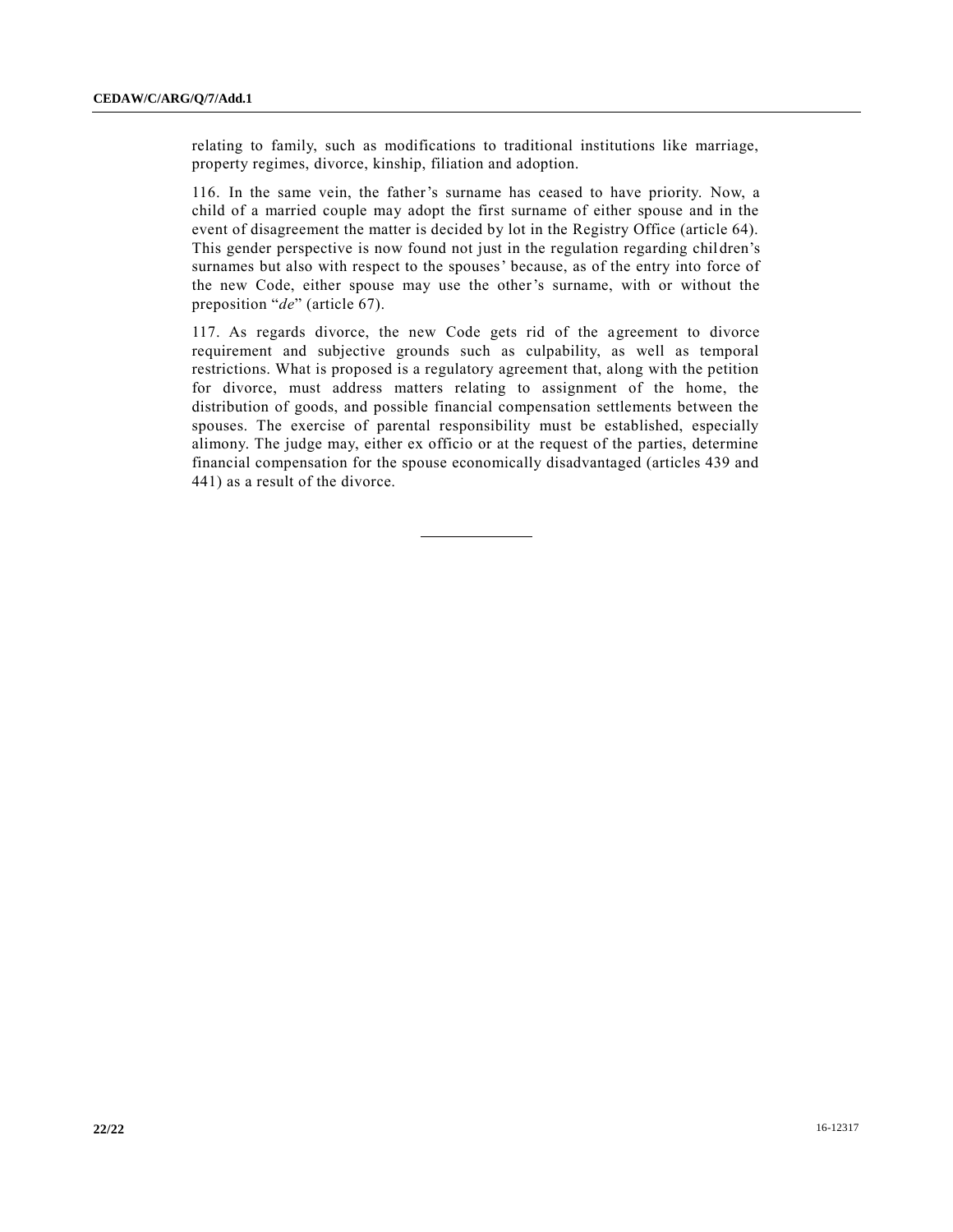relating to family, such as modifications to traditional institutions like marriage, property regimes, divorce, kinship, filiation and adoption.

116. In the same vein, the father's surname has ceased to have priority. Now, a child of a married couple may adopt the first surname of either spouse and in the event of disagreement the matter is decided by lot in the Registry Office (article 64). This gender perspective is now found not just in the regulation regarding children's surnames but also with respect to the spouses' because, as of the entry into force of the new Code, either spouse may use the other's surname, with or without the preposition "*de*" (article 67).

117. As regards divorce, the new Code gets rid of the agreement to divorce requirement and subjective grounds such as culpability, as well as temporal restrictions. What is proposed is a regulatory agreement that, along with the petition for divorce, must address matters relating to assignment of the home, the distribution of goods, and possible financial compensation settlements between the spouses. The exercise of parental responsibility must be established, especially alimony. The judge may, either ex officio or at the request of the parties, determine financial compensation for the spouse economically disadvantaged (articles 439 and 441) as a result of the divorce.